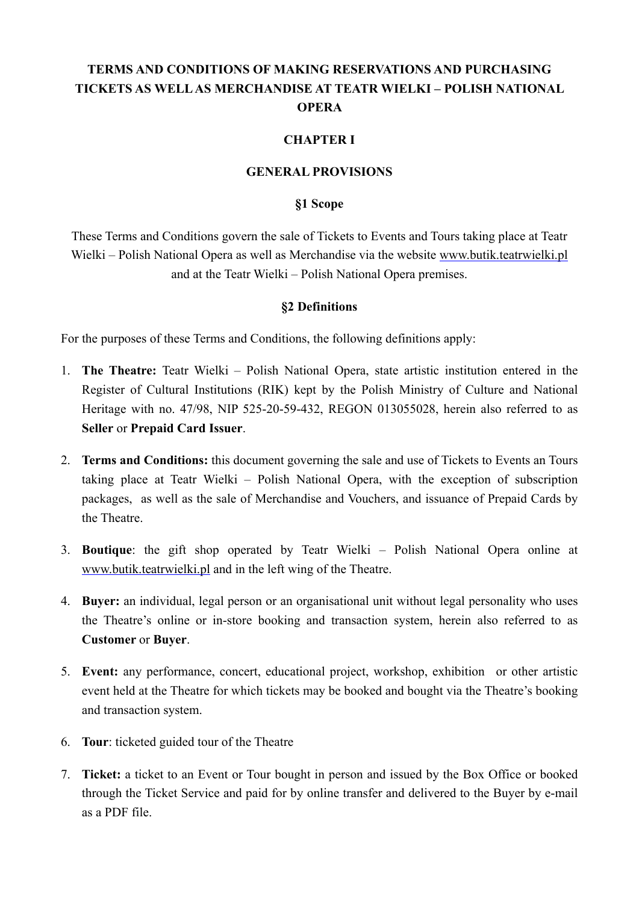# TERMS AND CONDITIONS OF MAKING RESERVATIONS AND PURCHASING TICKETS AS WELL AS MERCHANDISE AT TEATR WIELKI – POLISH NATIONAL OPERA

## CHAPTER I

## GENERAL PROVISIONS

### §1 Scope

These Terms and Conditions govern the sale of Tickets to Events and Tours taking place at Teatr Wielki – Polish National Opera as well as Merchandise via the website www.butik.teatrwielki.pl and at the Teatr Wielki – Polish National Opera premises.

### §2 Definitions

For the purposes of these Terms and Conditions, the following definitions apply:

1. **The Theatre:** Teatr Wielki – Polish National Opera, state artistic institution entered in the Register of Cultural Institutions (RIK) kept by the Polish Ministry of Culture and National Heritage with no. 47/98, NIP 525-20-59-432, REGON 013055028, herein also referred to as **Seller** or **Prepaid Card Issuer**.
2. **Terms and Conditions:** this document governing the sale and use of Tickets to Events an Tours taking place at Teatr Wielki – Polish National Opera, with the exception of subscription packages, as well as the sale of Merchandise and Vouchers, and issuance of Prepaid Cards by the Theatre.
3. **Boutique**: the gift shop operated by Teatr Wielki – Polish National Opera online at www.butik.teatrwielki.pl and in the left wing of the Theatre.
4. **Buyer:** an individual, legal person or an organisational unit without legal personality who uses the Theatre's online or in-store booking and transaction system, herein also referred to as **Customer** or **Buyer**.
5. **Event:** any performance, concert, educational project, workshop, exhibition or other artistic event held at the Theatre for which tickets may be booked and bought via the Theatre's booking and transaction system.
6. **Tour**: ticketed guided tour of the Theatre
7. **Ticket:** a ticket to an Event or Tour bought in person and issued by the Box Office or booked through the Ticket Service and paid for by online transfer and delivered to the Buyer by e-mail as a PDF file.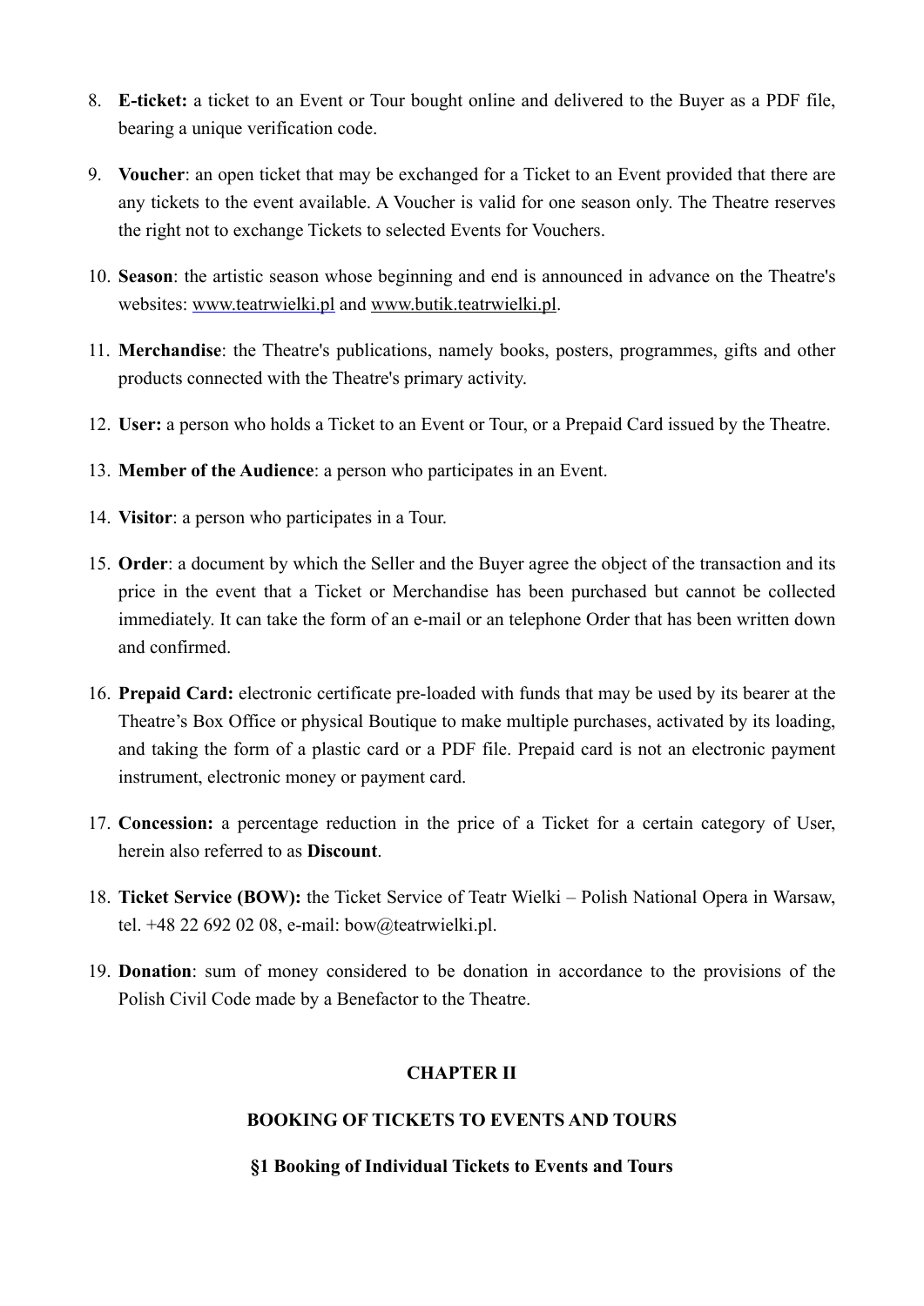8. **E-ticket:** a ticket to an Event or Tour bought online and delivered to the Buyer as a PDF file, bearing a unique verification code.

9. **Voucher**: an open ticket that may be exchanged for a Ticket to an Event provided that there are any tickets to the event available. A Voucher is valid for one season only. The Theatre reserves the right not to exchange Tickets to selected Events for Vouchers.

10. **Season**: the artistic season whose beginning and end is announced in advance on the Theatre's websites: www.teatrwielki.pl and www.butik.teatrwielki.pl.

11. **Merchandise**: the Theatre's publications, namely books, posters, programmes, gifts and other products connected with the Theatre's primary activity.

12. **User:** a person who holds a Ticket to an Event or Tour, or a Prepaid Card issued by the Theatre.

13. **Member of the Audience**: a person who participates in an Event.

14. **Visitor**: a person who participates in a Tour.

15. **Order**: a document by which the Seller and the Buyer agree the object of the transaction and its price in the event that a Ticket or Merchandise has been purchased but cannot be collected immediately. It can take the form of an e-mail or an telephone Order that has been written down and confirmed.

16. **Prepaid Card:** electronic certificate pre-loaded with funds that may be used by its bearer at the Theatre's Box Office or physical Boutique to make multiple purchases, activated by its loading, and taking the form of a plastic card or a PDF file. Prepaid card is not an electronic payment instrument, electronic money or payment card.

17. **Concession:** a percentage reduction in the price of a Ticket for a certain category of User, herein also referred to as **Discount**.

18. **Ticket Service (BOW):** the Ticket Service of Teatr Wielki – Polish National Opera in Warsaw, tel. +48 22 692 02 08, e-mail: bow@teatrwielki.pl.

19. **Donation**: sum of money considered to be donation in accordance to the provisions of the Polish Civil Code made by a Benefactor to the Theatre.

## CHAPTER II

## BOOKING OF TICKETS TO EVENTS AND TOURS

### §1 Booking of Individual Tickets to Events and Tours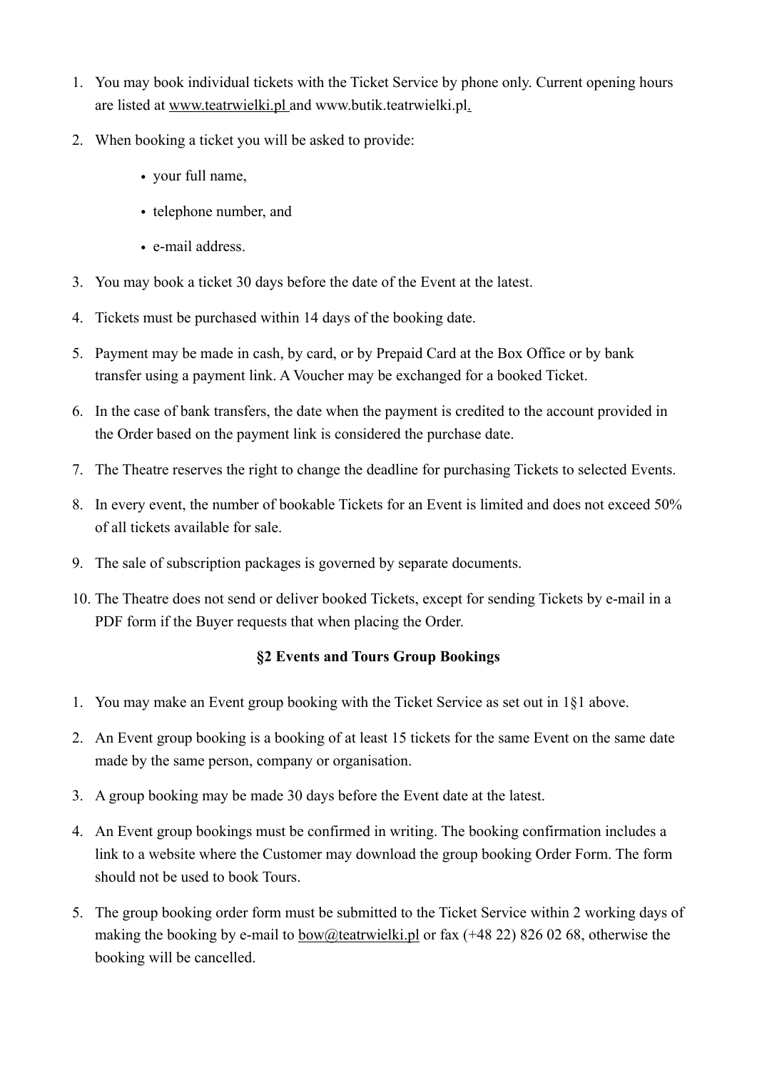1. You may book individual tickets with the Ticket Service by phone only. Current opening hours are listed at www.teatrwielki.pl and www.butik.teatrwielki.pl.
2. When booking a ticket you will be asked to provide:
   - your full name,
   - telephone number, and
   - e-mail address.
3. You may book a ticket 30 days before the date of the Event at the latest.
4. Tickets must be purchased within 14 days of the booking date.
5. Payment may be made in cash, by card, or by Prepaid Card at the Box Office or by bank transfer using a payment link. A Voucher may be exchanged for a booked Ticket.
6. In the case of bank transfers, the date when the payment is credited to the account provided in the Order based on the payment link is considered the purchase date.
7. The Theatre reserves the right to change the deadline for purchasing Tickets to selected Events.
8. In every event, the number of bookable Tickets for an Event is limited and does not exceed 50% of all tickets available for sale.
9. The sale of subscription packages is governed by separate documents.
10. The Theatre does not send or deliver booked Tickets, except for sending Tickets by e-mail in a PDF form if the Buyer requests that when placing the Order.

### §2 Events and Tours Group Bookings

1. You may make an Event group booking with the Ticket Service as set out in 1§1 above.
2. An Event group booking is a booking of at least 15 tickets for the same Event on the same date made by the same person, company or organisation.
3. A group booking may be made 30 days before the Event date at the latest.
4. An Event group bookings must be confirmed in writing. The booking confirmation includes a link to a website where the Customer may download the group booking Order Form. The form should not be used to book Tours.
5. The group booking order form must be submitted to the Ticket Service within 2 working days of making the booking by e-mail to bow@teatrwielki.pl or fax (+48 22) 826 02 68, otherwise the booking will be cancelled.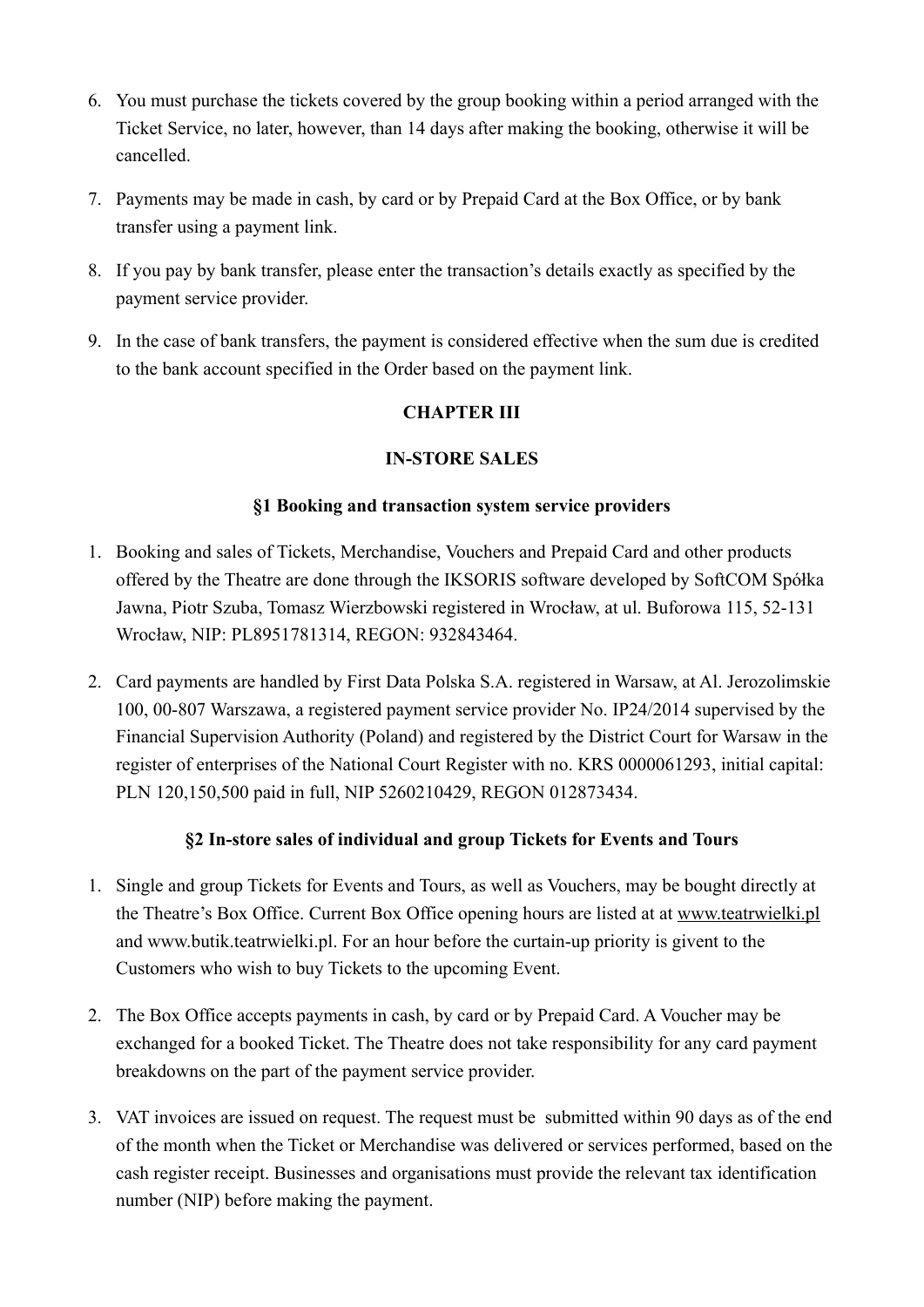6. You must purchase the tickets covered by the group booking within a period arranged with the Ticket Service, no later, however, than 14 days after making the booking, otherwise it will be cancelled.
7. Payments may be made in cash, by card or by Prepaid Card at the Box Office, or by bank transfer using a payment link.
8. If you pay by bank transfer, please enter the transaction's details exactly as specified by the payment service provider.
9. In the case of bank transfers, the payment is considered effective when the sum due is credited to the bank account specified in the Order based on the payment link.

## CHAPTER III

## IN-STORE SALES

### §1 Booking and transaction system service providers

1. Booking and sales of Tickets, Merchandise, Vouchers and Prepaid Card and other products offered by the Theatre are done through the IKSORIS software developed by SoftCOM Spółka Jawna, Piotr Szuba, Tomasz Wierzbowski registered in Wrocław, at ul. Buforowa 115, 52-131 Wrocław, NIP: PL8951781314, REGON: 932843464.
2. Card payments are handled by First Data Polska S.A. registered in Warsaw, at Al. Jerozolimskie 100, 00-807 Warszawa, a registered payment service provider No. IP24/2014 supervised by the Financial Supervision Authority (Poland) and registered by the District Court for Warsaw in the register of enterprises of the National Court Register with no. KRS 0000061293, initial capital: PLN 120,150,500 paid in full, NIP 5260210429, REGON 012873434.

### §2 In-store sales of individual and group Tickets for Events and Tours

1. Single and group Tickets for Events and Tours, as well as Vouchers, may be bought directly at the Theatre's Box Office. Current Box Office opening hours are listed at at www.teatrwielki.pl and www.butik.teatrwielki.pl. For an hour before the curtain-up priority is givent to the Customers who wish to buy Tickets to the upcoming Event.
2. The Box Office accepts payments in cash, by card or by Prepaid Card. A Voucher may be exchanged for a booked Ticket. The Theatre does not take responsibility for any card payment breakdowns on the part of the payment service provider.
3. VAT invoices are issued on request. The request must be submitted within 90 days as of the end of the month when the Ticket or Merchandise was delivered or services performed, based on the cash register receipt. Businesses and organisations must provide the relevant tax identification number (NIP) before making the payment.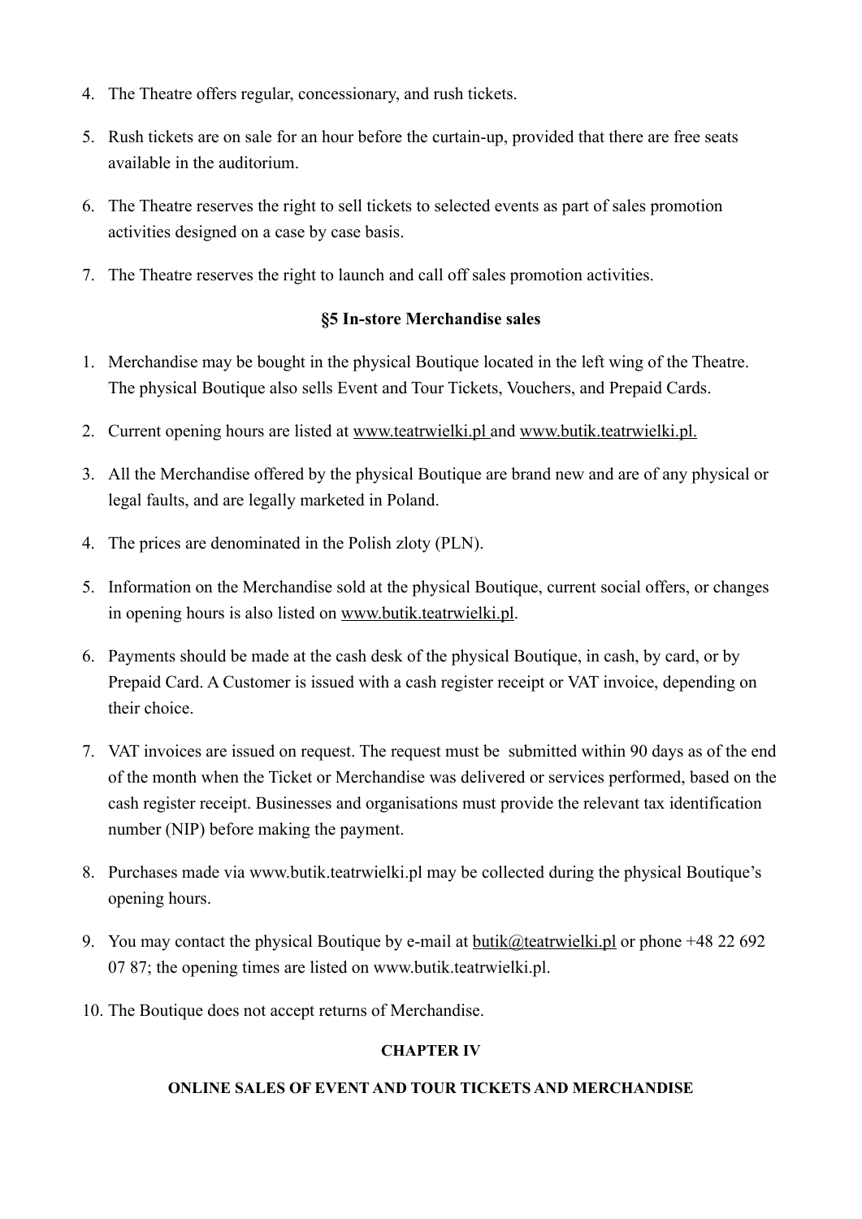4. The Theatre offers regular, concessionary, and rush tickets.
5. Rush tickets are on sale for an hour before the curtain-up, provided that there are free seats available in the auditorium.
6. The Theatre reserves the right to sell tickets to selected events as part of sales promotion activities designed on a case by case basis.
7. The Theatre reserves the right to launch and call off sales promotion activities.

### §5 In-store Merchandise sales

1. Merchandise may be bought in the physical Boutique located in the left wing of the Theatre. The physical Boutique also sells Event and Tour Tickets, Vouchers, and Prepaid Cards.
2. Current opening hours are listed at www.teatrwielki.pl and www.butik.teatrwielki.pl.
3. All the Merchandise offered by the physical Boutique are brand new and are of any physical or legal faults, and are legally marketed in Poland.
4. The prices are denominated in the Polish zloty (PLN).
5. Information on the Merchandise sold at the physical Boutique, current social offers, or changes in opening hours is also listed on www.butik.teatrwielki.pl.
6. Payments should be made at the cash desk of the physical Boutique, in cash, by card, or by Prepaid Card. A Customer is issued with a cash register receipt or VAT invoice, depending on their choice.
7. VAT invoices are issued on request. The request must be submitted within 90 days as of the end of the month when the Ticket or Merchandise was delivered or services performed, based on the cash register receipt. Businesses and organisations must provide the relevant tax identification number (NIP) before making the payment.
8. Purchases made via www.butik.teatrwielki.pl may be collected during the physical Boutique's opening hours.
9. You may contact the physical Boutique by e-mail at butik@teatrwielki.pl or phone +48 22 692 07 87; the opening times are listed on www.butik.teatrwielki.pl.
10. The Boutique does not accept returns of Merchandise.

## CHAPTER IV

## ONLINE SALES OF EVENT AND TOUR TICKETS AND MERCHANDISE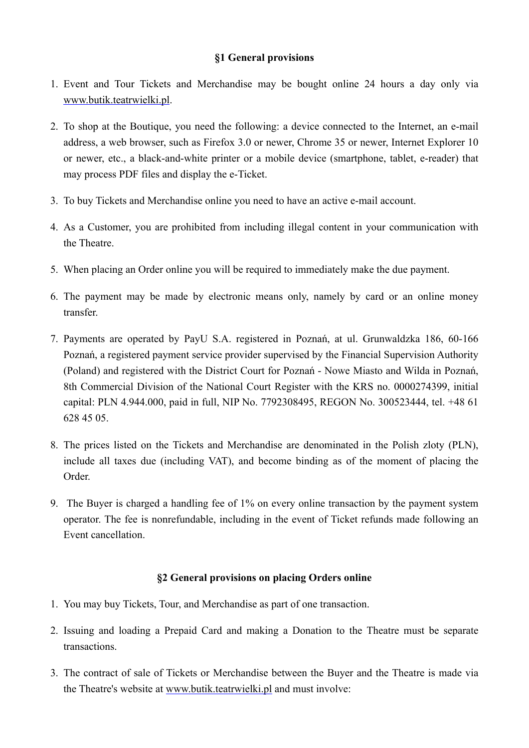### §1 General provisions

1. Event and Tour Tickets and Merchandise may be bought online 24 hours a day only via www.butik.teatrwielki.pl.

2. To shop at the Boutique, you need the following: a device connected to the Internet, an e-mail address, a web browser, such as Firefox 3.0 or newer, Chrome 35 or newer, Internet Explorer 10 or newer, etc., a black-and-white printer or a mobile device (smartphone, tablet, e-reader) that may process PDF files and display the e-Ticket.

3. To buy Tickets and Merchandise online you need to have an active e-mail account.

4. As a Customer, you are prohibited from including illegal content in your communication with the Theatre.

5. When placing an Order online you will be required to immediately make the due payment.

6. The payment may be made by electronic means only, namely by card or an online money transfer.

7. Payments are operated by PayU S.A. registered in Poznań, at ul. Grunwaldzka 186, 60-166 Poznań, a registered payment service provider supervised by the Financial Supervision Authority (Poland) and registered with the District Court for Poznań - Nowe Miasto and Wilda in Poznań, 8th Commercial Division of the National Court Register with the KRS no. 0000274399, initial capital: PLN 4.944.000, paid in full, NIP No. 7792308495, REGON No. 300523444, tel. +48 61 628 45 05.

8. The prices listed on the Tickets and Merchandise are denominated in the Polish zloty (PLN), include all taxes due (including VAT), and become binding as of the moment of placing the Order.

9. The Buyer is charged a handling fee of 1% on every online transaction by the payment system operator. The fee is nonrefundable, including in the event of Ticket refunds made following an Event cancellation.

### §2 General provisions on placing Orders online

1. You may buy Tickets, Tour, and Merchandise as part of one transaction.

2. Issuing and loading a Prepaid Card and making a Donation to the Theatre must be separate transactions.

3. The contract of sale of Tickets or Merchandise between the Buyer and the Theatre is made via the Theatre's website at www.butik.teatrwielki.pl and must involve: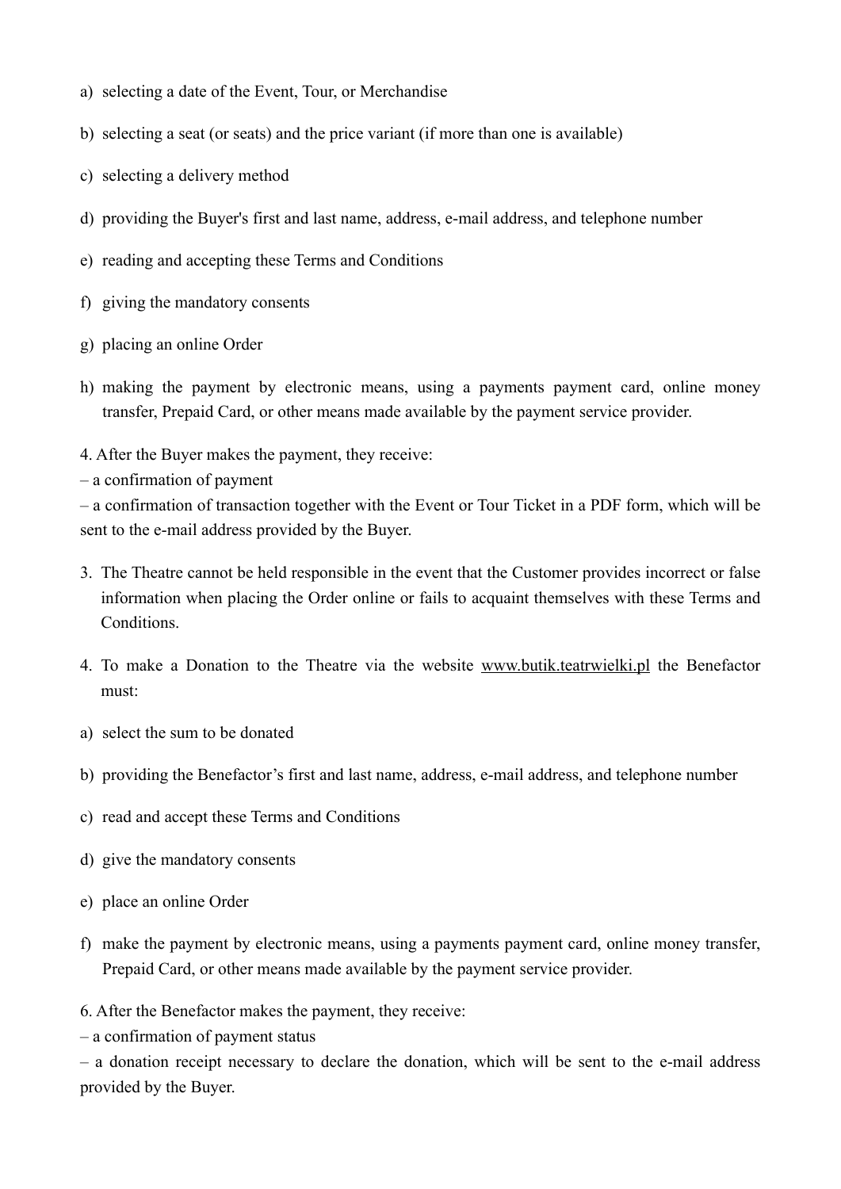a) selecting a date of the Event, Tour, or Merchandise

b) selecting a seat (or seats) and the price variant (if more than one is available)

c) selecting a delivery method

d) providing the Buyer's first and last name, address, e-mail address, and telephone number

e) reading and accepting these Terms and Conditions

f) giving the mandatory consents

g) placing an online Order

h) making the payment by electronic means, using a payments payment card, online money transfer, Prepaid Card, or other means made available by the payment service provider.

4. After the Buyer makes the payment, they receive:
– a confirmation of payment
– a confirmation of transaction together with the Event or Tour Ticket in a PDF form, which will be sent to the e-mail address provided by the Buyer.

3. The Theatre cannot be held responsible in the event that the Customer provides incorrect or false information when placing the Order online or fails to acquaint themselves with these Terms and Conditions.

4. To make a Donation to the Theatre via the website www.butik.teatrwielki.pl the Benefactor must:

a) select the sum to be donated

b) providing the Benefactor's first and last name, address, e-mail address, and telephone number

c) read and accept these Terms and Conditions

d) give the mandatory consents

e) place an online Order

f) make the payment by electronic means, using a payments payment card, online money transfer, Prepaid Card, or other means made available by the payment service provider.

6. After the Benefactor makes the payment, they receive:
– a confirmation of payment status
– a donation receipt necessary to declare the donation, which will be sent to the e-mail address provided by the Buyer.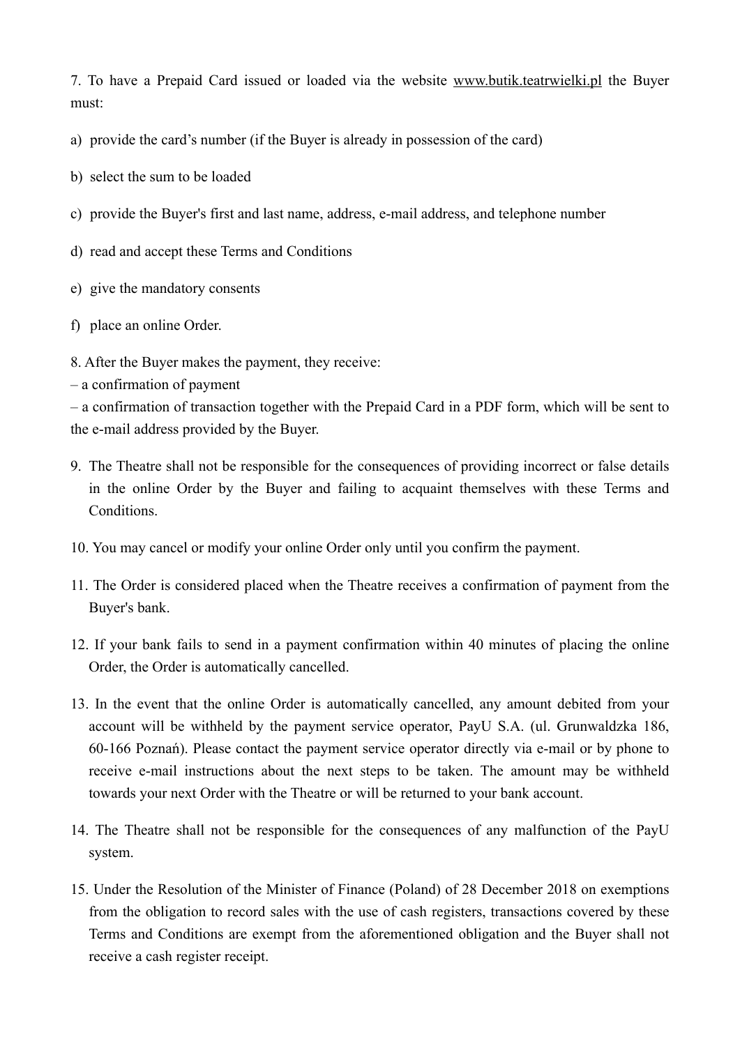7. To have a Prepaid Card issued or loaded via the website www.butik.teatrwielki.pl the Buyer must:

a) provide the card's number (if the Buyer is already in possession of the card)

b) select the sum to be loaded

c) provide the Buyer's first and last name, address, e-mail address, and telephone number

d) read and accept these Terms and Conditions

e) give the mandatory consents

f) place an online Order.

8. After the Buyer makes the payment, they receive:
– a confirmation of payment
– a confirmation of transaction together with the Prepaid Card in a PDF form, which will be sent to the e-mail address provided by the Buyer.

9. The Theatre shall not be responsible for the consequences of providing incorrect or false details in the online Order by the Buyer and failing to acquaint themselves with these Terms and Conditions.

10. You may cancel or modify your online Order only until you confirm the payment.

11. The Order is considered placed when the Theatre receives a confirmation of payment from the Buyer's bank.

12. If your bank fails to send in a payment confirmation within 40 minutes of placing the online Order, the Order is automatically cancelled.

13. In the event that the online Order is automatically cancelled, any amount debited from your account will be withheld by the payment service operator, PayU S.A. (ul. Grunwaldzka 186, 60-166 Poznań). Please contact the payment service operator directly via e-mail or by phone to receive e-mail instructions about the next steps to be taken. The amount may be withheld towards your next Order with the Theatre or will be returned to your bank account.

14. The Theatre shall not be responsible for the consequences of any malfunction of the PayU system.

15. Under the Resolution of the Minister of Finance (Poland) of 28 December 2018 on exemptions from the obligation to record sales with the use of cash registers, transactions covered by these Terms and Conditions are exempt from the aforementioned obligation and the Buyer shall not receive a cash register receipt.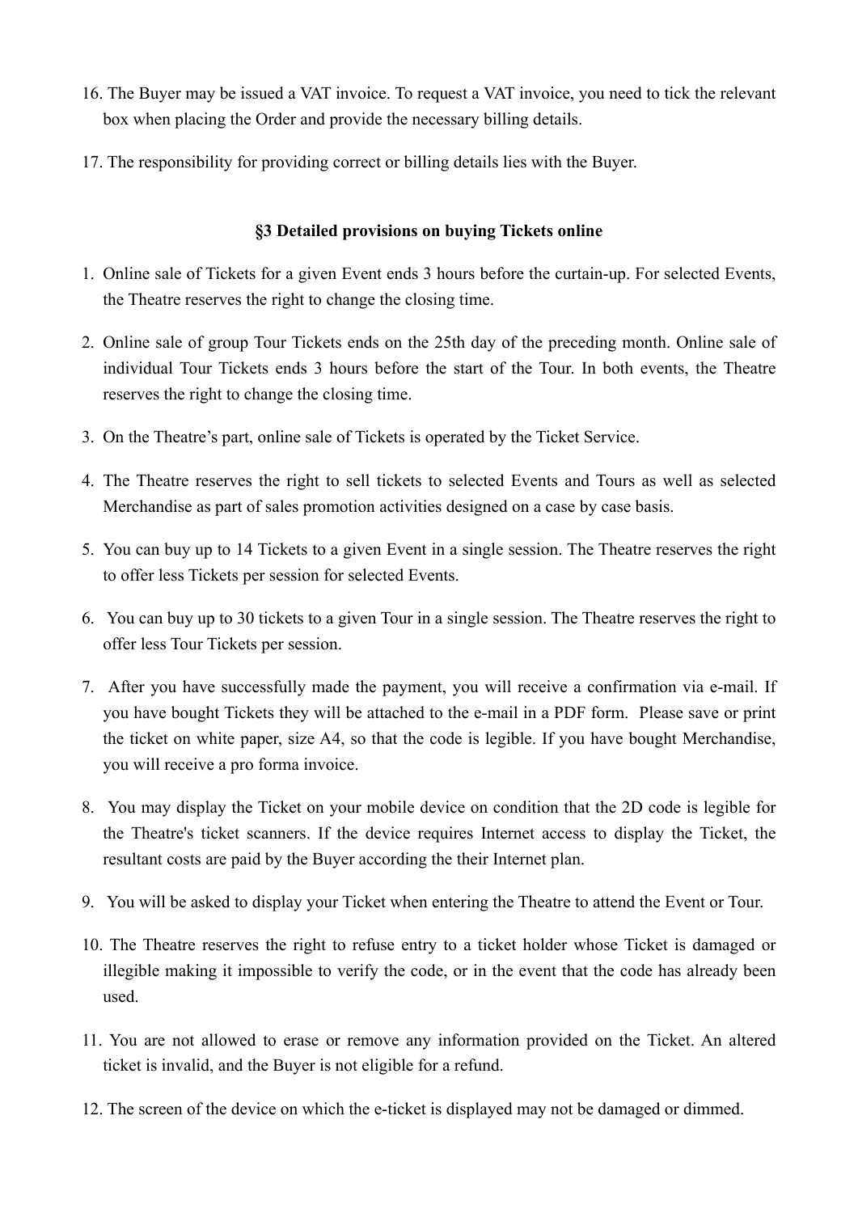16. The Buyer may be issued a VAT invoice. To request a VAT invoice, you need to tick the relevant box when placing the Order and provide the necessary billing details.

17. The responsibility for providing correct or billing details lies with the Buyer.

## §3 Detailed provisions on buying Tickets online

1. Online sale of Tickets for a given Event ends 3 hours before the curtain-up. For selected Events, the Theatre reserves the right to change the closing time.

2. Online sale of group Tour Tickets ends on the 25th day of the preceding month. Online sale of individual Tour Tickets ends 3 hours before the start of the Tour. In both events, the Theatre reserves the right to change the closing time.

3. On the Theatre's part, online sale of Tickets is operated by the Ticket Service.

4. The Theatre reserves the right to sell tickets to selected Events and Tours as well as selected Merchandise as part of sales promotion activities designed on a case by case basis.

5. You can buy up to 14 Tickets to a given Event in a single session. The Theatre reserves the right to offer less Tickets per session for selected Events.

6. You can buy up to 30 tickets to a given Tour in a single session. The Theatre reserves the right to offer less Tour Tickets per session.

7. After you have successfully made the payment, you will receive a confirmation via e-mail. If you have bought Tickets they will be attached to the e-mail in a PDF form. Please save or print the ticket on white paper, size A4, so that the code is legible. If you have bought Merchandise, you will receive a pro forma invoice.

8. You may display the Ticket on your mobile device on condition that the 2D code is legible for the Theatre's ticket scanners. If the device requires Internet access to display the Ticket, the resultant costs are paid by the Buyer according the their Internet plan.

9. You will be asked to display your Ticket when entering the Theatre to attend the Event or Tour.

10. The Theatre reserves the right to refuse entry to a ticket holder whose Ticket is damaged or illegible making it impossible to verify the code, or in the event that the code has already been used.

11. You are not allowed to erase or remove any information provided on the Ticket. An altered ticket is invalid, and the Buyer is not eligible for a refund.

12. The screen of the device on which the e-ticket is displayed may not be damaged or dimmed.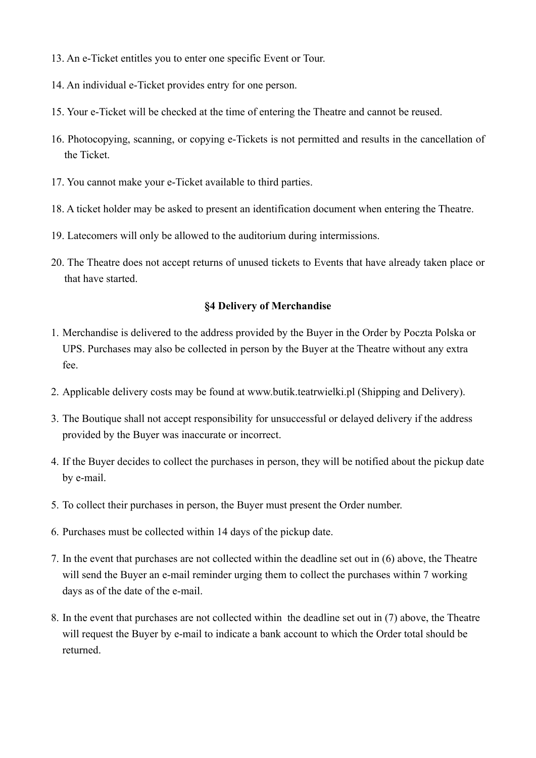13. An e-Ticket entitles you to enter one specific Event or Tour.
14. An individual e-Ticket provides entry for one person.
15. Your e-Ticket will be checked at the time of entering the Theatre and cannot be reused.
16. Photocopying, scanning, or copying e-Tickets is not permitted and results in the cancellation of the Ticket.
17. You cannot make your e-Ticket available to third parties.
18. A ticket holder may be asked to present an identification document when entering the Theatre.
19. Latecomers will only be allowed to the auditorium during intermissions.
20. The Theatre does not accept returns of unused tickets to Events that have already taken place or that have started.

### §4 Delivery of Merchandise

1. Merchandise is delivered to the address provided by the Buyer in the Order by Poczta Polska or UPS. Purchases may also be collected in person by the Buyer at the Theatre without any extra fee.
2. Applicable delivery costs may be found at www.butik.teatrwielki.pl (Shipping and Delivery).
3. The Boutique shall not accept responsibility for unsuccessful or delayed delivery if the address provided by the Buyer was inaccurate or incorrect.
4. If the Buyer decides to collect the purchases in person, they will be notified about the pickup date by e-mail.
5. To collect their purchases in person, the Buyer must present the Order number.
6. Purchases must be collected within 14 days of the pickup date.
7. In the event that purchases are not collected within the deadline set out in (6) above, the Theatre will send the Buyer an e-mail reminder urging them to collect the purchases within 7 working days as of the date of the e-mail.
8. In the event that purchases are not collected within the deadline set out in (7) above, the Theatre will request the Buyer by e-mail to indicate a bank account to which the Order total should be returned.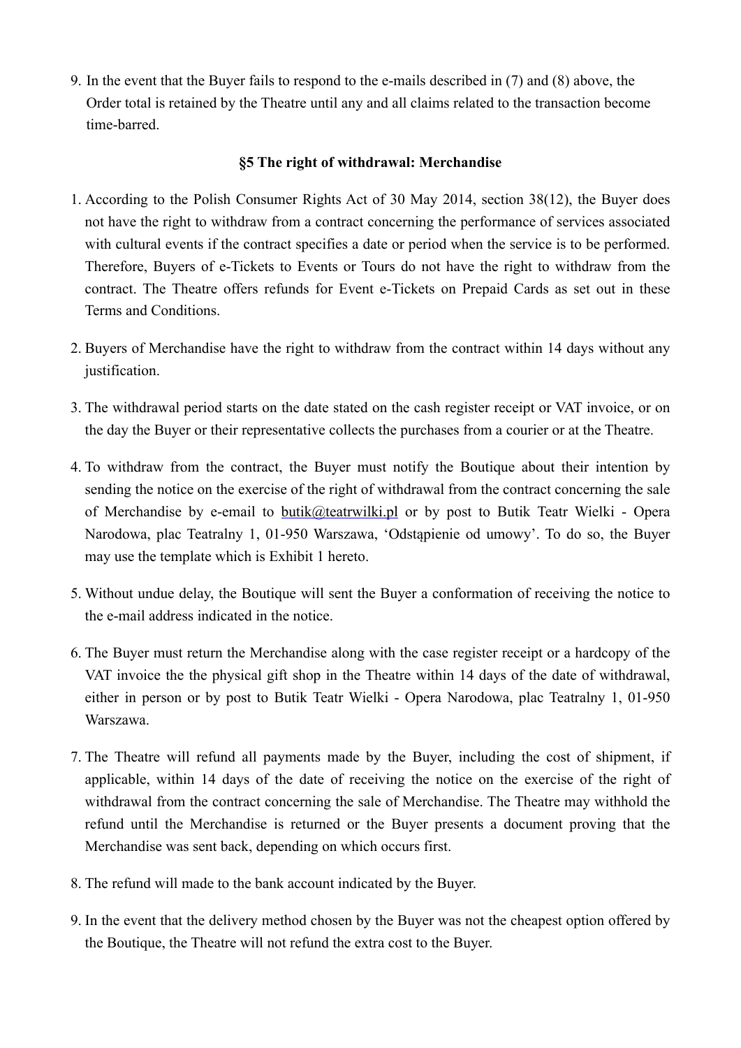9. In the event that the Buyer fails to respond to the e-mails described in (7) and (8) above, the Order total is retained by the Theatre until any and all claims related to the transaction become time-barred.

### §5 The right of withdrawal: Merchandise

1. According to the Polish Consumer Rights Act of 30 May 2014, section 38(12), the Buyer does not have the right to withdraw from a contract concerning the performance of services associated with cultural events if the contract specifies a date or period when the service is to be performed. Therefore, Buyers of e-Tickets to Events or Tours do not have the right to withdraw from the contract. The Theatre offers refunds for Event e-Tickets on Prepaid Cards as set out in these Terms and Conditions.

2. Buyers of Merchandise have the right to withdraw from the contract within 14 days without any justification.

3. The withdrawal period starts on the date stated on the cash register receipt or VAT invoice, or on the day the Buyer or their representative collects the purchases from a courier or at the Theatre.

4. To withdraw from the contract, the Buyer must notify the Boutique about their intention by sending the notice on the exercise of the right of withdrawal from the contract concerning the sale of Merchandise by e-email to butik@teatrwilki.pl or by post to Butik Teatr Wielki - Opera Narodowa, plac Teatralny 1, 01-950 Warszawa, 'Odstąpienie od umowy'. To do so, the Buyer may use the template which is Exhibit 1 hereto.

5. Without undue delay, the Boutique will sent the Buyer a conformation of receiving the notice to the e-mail address indicated in the notice.

6. The Buyer must return the Merchandise along with the case register receipt or a hardcopy of the VAT invoice the the physical gift shop in the Theatre within 14 days of the date of withdrawal, either in person or by post to Butik Teatr Wielki - Opera Narodowa, plac Teatralny 1, 01-950 Warszawa.

7. The Theatre will refund all payments made by the Buyer, including the cost of shipment, if applicable, within 14 days of the date of receiving the notice on the exercise of the right of withdrawal from the contract concerning the sale of Merchandise. The Theatre may withhold the refund until the Merchandise is returned or the Buyer presents a document proving that the Merchandise was sent back, depending on which occurs first.

8. The refund will made to the bank account indicated by the Buyer.

9. In the event that the delivery method chosen by the Buyer was not the cheapest option offered by the Boutique, the Theatre will not refund the extra cost to the Buyer.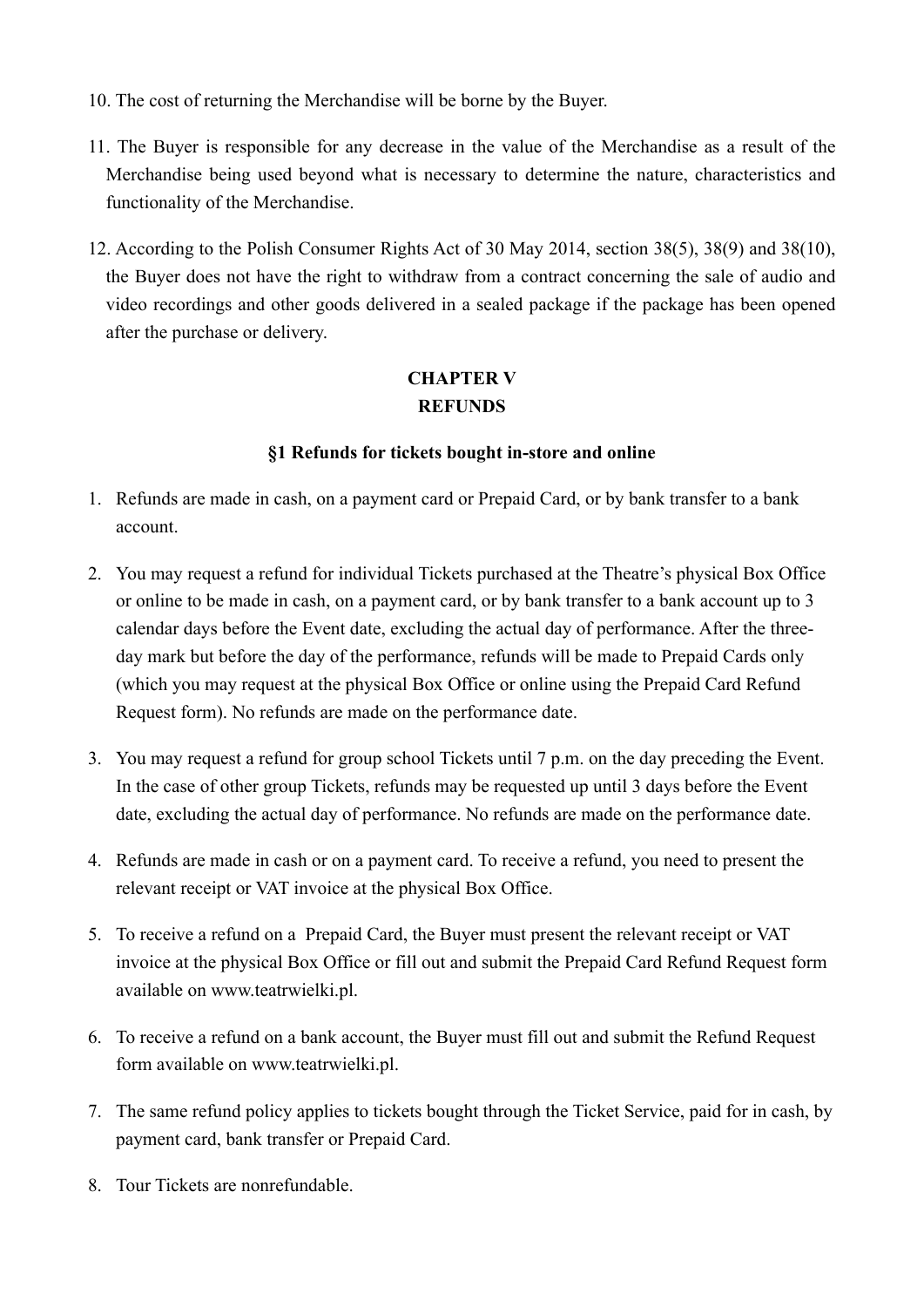10. The cost of returning the Merchandise will be borne by the Buyer.

11. The Buyer is responsible for any decrease in the value of the Merchandise as a result of the Merchandise being used beyond what is necessary to determine the nature, characteristics and functionality of the Merchandise.

12. According to the Polish Consumer Rights Act of 30 May 2014, section 38(5), 38(9) and 38(10), the Buyer does not have the right to withdraw from a contract concerning the sale of audio and video recordings and other goods delivered in a sealed package if the package has been opened after the purchase or delivery.

## CHAPTER V
## REFUNDS

### §1 Refunds for tickets bought in-store and online

1. Refunds are made in cash, on a payment card or Prepaid Card, or by bank transfer to a bank account.

2. You may request a refund for individual Tickets purchased at the Theatre's physical Box Office or online to be made in cash, on a payment card, or by bank transfer to a bank account up to 3 calendar days before the Event date, excluding the actual day of performance. After the three-day mark but before the day of the performance, refunds will be made to Prepaid Cards only (which you may request at the physical Box Office or online using the Prepaid Card Refund Request form). No refunds are made on the performance date.

3. You may request a refund for group school Tickets until 7 p.m. on the day preceding the Event. In the case of other group Tickets, refunds may be requested up until 3 days before the Event date, excluding the actual day of performance. No refunds are made on the performance date.

4. Refunds are made in cash or on a payment card. To receive a refund, you need to present the relevant receipt or VAT invoice at the physical Box Office.

5. To receive a refund on a Prepaid Card, the Buyer must present the relevant receipt or VAT invoice at the physical Box Office or fill out and submit the Prepaid Card Refund Request form available on www.teatrwielki.pl.

6. To receive a refund on a bank account, the Buyer must fill out and submit the Refund Request form available on www.teatrwielki.pl.

7. The same refund policy applies to tickets bought through the Ticket Service, paid for in cash, by payment card, bank transfer or Prepaid Card.

8. Tour Tickets are nonrefundable.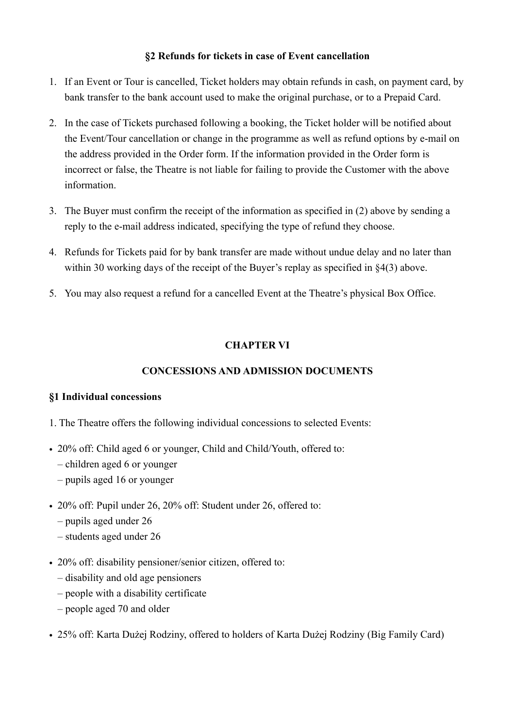### §2 Refunds for tickets in case of Event cancellation

1. If an Event or Tour is cancelled, Ticket holders may obtain refunds in cash, on payment card, by bank transfer to the bank account used to make the original purchase, or to a Prepaid Card.
2. In the case of Tickets purchased following a booking, the Ticket holder will be notified about the Event/Tour cancellation or change in the programme as well as refund options by e-mail on the address provided in the Order form. If the information provided in the Order form is incorrect or false, the Theatre is not liable for failing to provide the Customer with the above information.
3. The Buyer must confirm the receipt of the information as specified in (2) above by sending a reply to the e-mail address indicated, specifying the type of refund they choose.
4. Refunds for Tickets paid for by bank transfer are made without undue delay and no later than within 30 working days of the receipt of the Buyer's replay as specified in §4(3) above.
5. You may also request a refund for a cancelled Event at the Theatre's physical Box Office.

## CHAPTER VI

## CONCESSIONS AND ADMISSION DOCUMENTS

### §1 Individual concessions

1. The Theatre offers the following individual concessions to selected Events:

- 20% off: Child aged 6 or younger, Child and Child/Youth, offered to:
  – children aged 6 or younger
  – pupils aged 16 or younger
- 20% off: Pupil under 26, 20% off: Student under 26, offered to:
  – pupils aged under 26
  – students aged under 26
- 20% off: disability pensioner/senior citizen, offered to:
  – disability and old age pensioners
  – people with a disability certificate
  – people aged 70 and older
- 25% off: Karta Dużej Rodziny, offered to holders of Karta Dużej Rodziny (Big Family Card)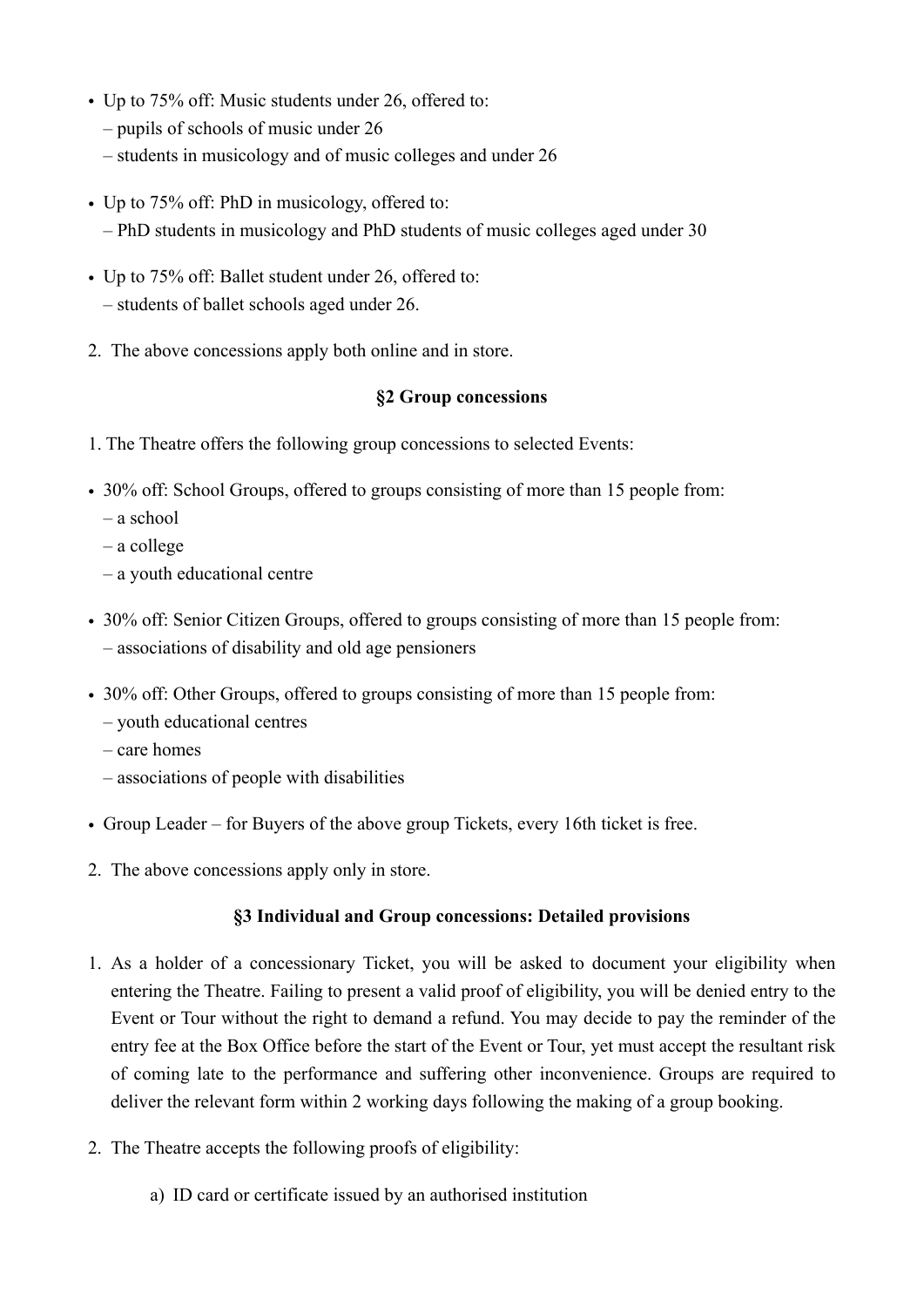- Up to 75% off: Music students under 26, offered to:
  – pupils of schools of music under 26
  – students in musicology and of music colleges and under 26

- Up to 75% off: PhD in musicology, offered to:
  – PhD students in musicology and PhD students of music colleges aged under 30

- Up to 75% off: Ballet student under 26, offered to:
  – students of ballet schools aged under 26.

2. The above concessions apply both online and in store.

**§2 Group concessions**

1. The Theatre offers the following group concessions to selected Events:

- 30% off: School Groups, offered to groups consisting of more than 15 people from:
  – a school
  – a college
  – a youth educational centre

- 30% off: Senior Citizen Groups, offered to groups consisting of more than 15 people from:
  – associations of disability and old age pensioners

- 30% off: Other Groups, offered to groups consisting of more than 15 people from:
  – youth educational centres
  – care homes
  – associations of people with disabilities

- Group Leader – for Buyers of the above group Tickets, every 16th ticket is free.

2. The above concessions apply only in store.

**§3 Individual and Group concessions: Detailed provisions**

1. As a holder of a concessionary Ticket, you will be asked to document your eligibility when entering the Theatre. Failing to present a valid proof of eligibility, you will be denied entry to the Event or Tour without the right to demand a refund. You may decide to pay the reminder of the entry fee at the Box Office before the start of the Event or Tour, yet must accept the resultant risk of coming late to the performance and suffering other inconvenience. Groups are required to deliver the relevant form within 2 working days following the making of a group booking.

2. The Theatre accepts the following proofs of eligibility:

   a) ID card or certificate issued by an authorised institution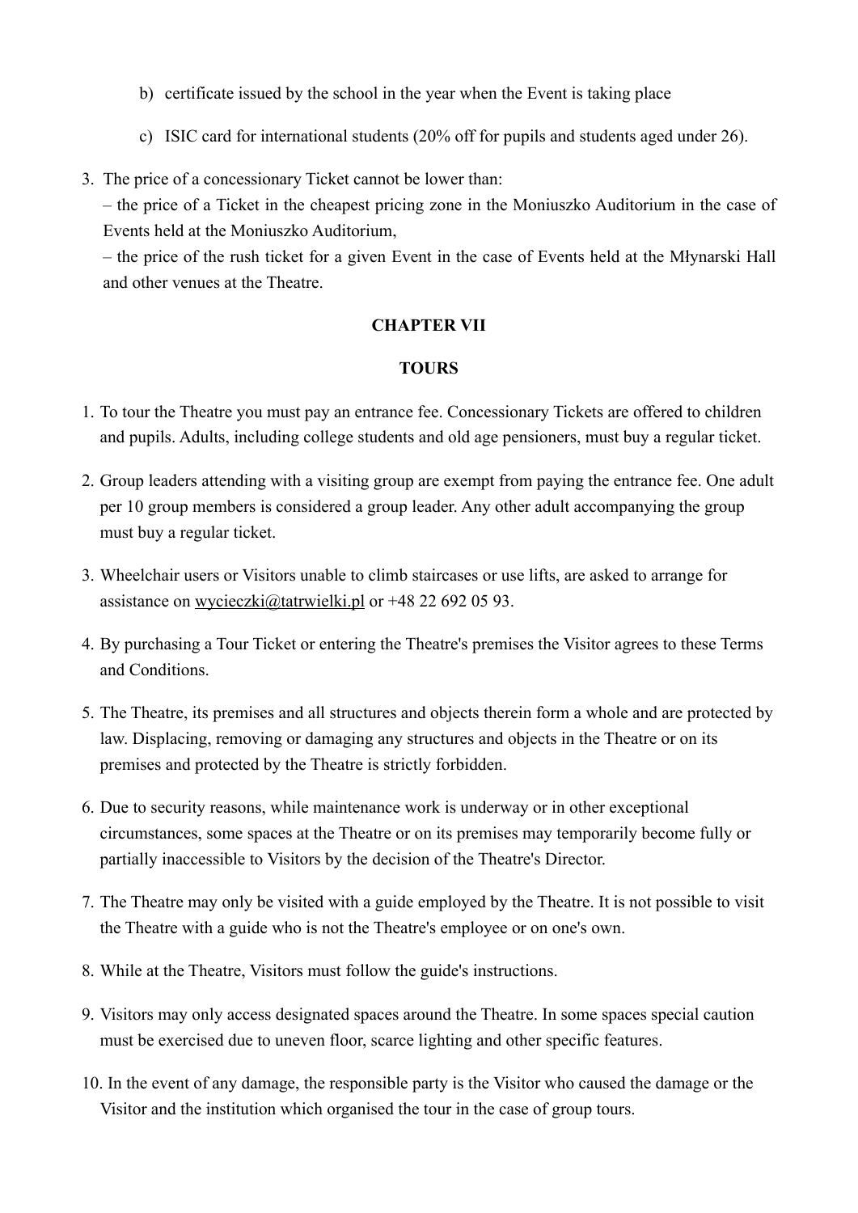b) certificate issued by the school in the year when the Event is taking place

c) ISIC card for international students (20% off for pupils and students aged under 26).

3. The price of a concessionary Ticket cannot be lower than:
   – the price of a Ticket in the cheapest pricing zone in the Moniuszko Auditorium in the case of Events held at the Moniuszko Auditorium,
   – the price of the rush ticket for a given Event in the case of Events held at the Młynarski Hall and other venues at the Theatre.

## CHAPTER VII

## TOURS

1. To tour the Theatre you must pay an entrance fee. Concessionary Tickets are offered to children and pupils. Adults, including college students and old age pensioners, must buy a regular ticket.
2. Group leaders attending with a visiting group are exempt from paying the entrance fee. One adult per 10 group members is considered a group leader. Any other adult accompanying the group must buy a regular ticket.
3. Wheelchair users or Visitors unable to climb staircases or use lifts, are asked to arrange for assistance on wycieczki@tatrwielki.pl or +48 22 692 05 93.
4. By purchasing a Tour Ticket or entering the Theatre's premises the Visitor agrees to these Terms and Conditions.
5. The Theatre, its premises and all structures and objects therein form a whole and are protected by law. Displacing, removing or damaging any structures and objects in the Theatre or on its premises and protected by the Theatre is strictly forbidden.
6. Due to security reasons, while maintenance work is underway or in other exceptional circumstances, some spaces at the Theatre or on its premises may temporarily become fully or partially inaccessible to Visitors by the decision of the Theatre's Director.
7. The Theatre may only be visited with a guide employed by the Theatre. It is not possible to visit the Theatre with a guide who is not the Theatre's employee or on one's own.
8. While at the Theatre, Visitors must follow the guide's instructions.
9. Visitors may only access designated spaces around the Theatre. In some spaces special caution must be exercised due to uneven floor, scarce lighting and other specific features.
10. In the event of any damage, the responsible party is the Visitor who caused the damage or the Visitor and the institution which organised the tour in the case of group tours.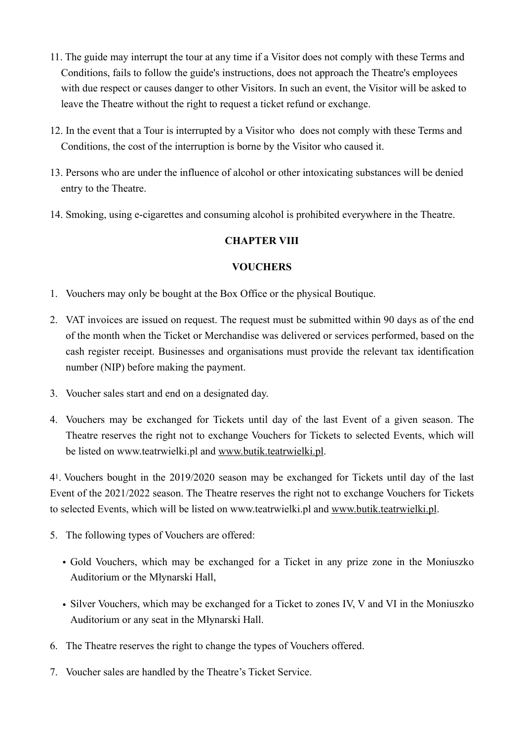11. The guide may interrupt the tour at any time if a Visitor does not comply with these Terms and Conditions, fails to follow the guide's instructions, does not approach the Theatre's employees with due respect or causes danger to other Visitors. In such an event, the Visitor will be asked to leave the Theatre without the right to request a ticket refund or exchange.

12. In the event that a Tour is interrupted by a Visitor who does not comply with these Terms and Conditions, the cost of the interruption is borne by the Visitor who caused it.

13. Persons who are under the influence of alcohol or other intoxicating substances will be denied entry to the Theatre.

14. Smoking, using e-cigarettes and consuming alcohol is prohibited everywhere in the Theatre.

## CHAPTER VIII

## VOUCHERS

1. Vouchers may only be bought at the Box Office or the physical Boutique.

2. VAT invoices are issued on request. The request must be submitted within 90 days as of the end of the month when the Ticket or Merchandise was delivered or services performed, based on the cash register receipt. Businesses and organisations must provide the relevant tax identification number (NIP) before making the payment.

3. Voucher sales start and end on a designated day.

4. Vouchers may be exchanged for Tickets until day of the last Event of a given season. The Theatre reserves the right not to exchange Vouchers for Tickets to selected Events, which will be listed on www.teatrwielki.pl and www.butik.teatrwielki.pl.

4[1]. Vouchers bought in the 2019/2020 season may be exchanged for Tickets until day of the last Event of the 2021/2022 season. The Theatre reserves the right not to exchange Vouchers for Tickets to selected Events, which will be listed on www.teatrwielki.pl and www.butik.teatrwielki.pl.

5. The following types of Vouchers are offered:
   - Gold Vouchers, which may be exchanged for a Ticket in any prize zone in the Moniuszko Auditorium or the Młynarski Hall,
   - Silver Vouchers, which may be exchanged for a Ticket to zones IV, V and VI in the Moniuszko Auditorium or any seat in the Młynarski Hall.

6. The Theatre reserves the right to change the types of Vouchers offered.

7. Voucher sales are handled by the Theatre's Ticket Service.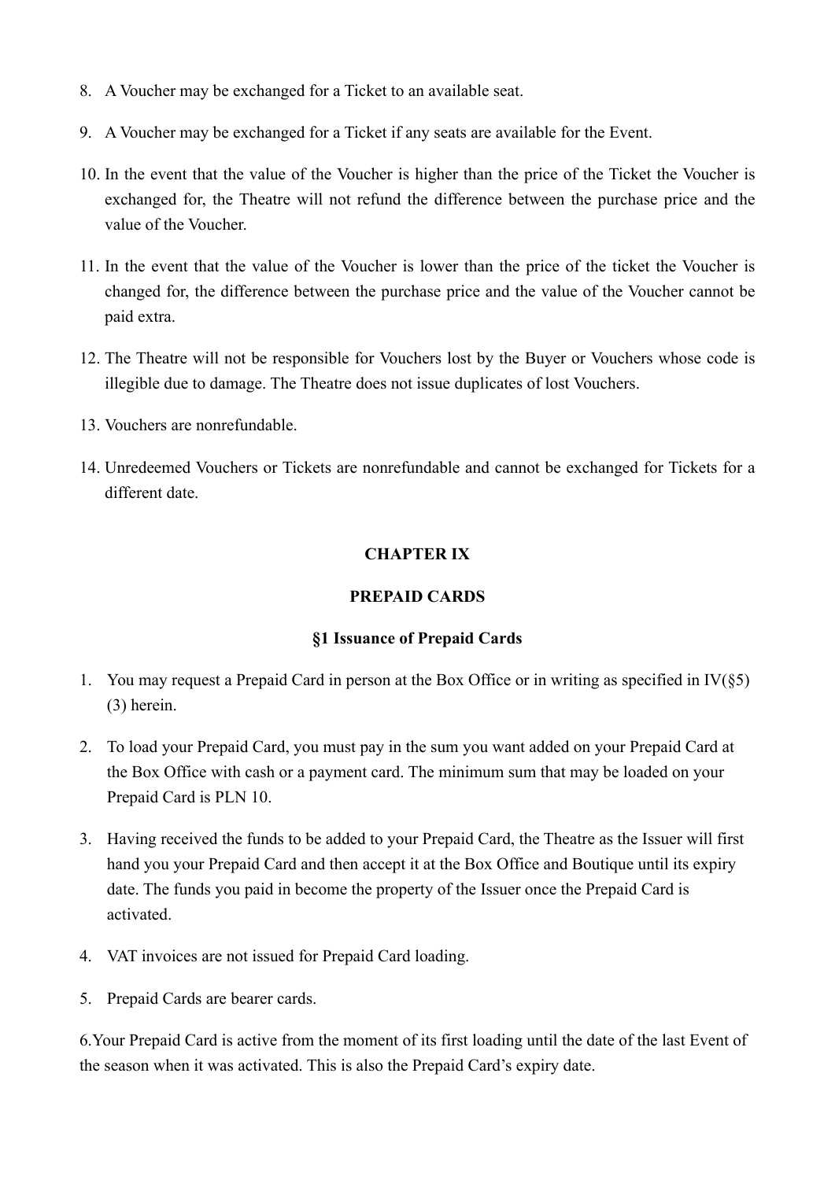8. A Voucher may be exchanged for a Ticket to an available seat.

9. A Voucher may be exchanged for a Ticket if any seats are available for the Event.

10. In the event that the value of the Voucher is higher than the price of the Ticket the Voucher is exchanged for, the Theatre will not refund the difference between the purchase price and the value of the Voucher.

11. In the event that the value of the Voucher is lower than the price of the ticket the Voucher is changed for, the difference between the purchase price and the value of the Voucher cannot be paid extra.

12. The Theatre will not be responsible for Vouchers lost by the Buyer or Vouchers whose code is illegible due to damage. The Theatre does not issue duplicates of lost Vouchers.

13. Vouchers are nonrefundable.

14. Unredeemed Vouchers or Tickets are nonrefundable and cannot be exchanged for Tickets for a different date.

## CHAPTER IX

## PREPAID CARDS

### §1 Issuance of Prepaid Cards

1. You may request a Prepaid Card in person at the Box Office or in writing as specified in IV(§5)(3) herein.

2. To load your Prepaid Card, you must pay in the sum you want added on your Prepaid Card at the Box Office with cash or a payment card. The minimum sum that may be loaded on your Prepaid Card is PLN 10.

3. Having received the funds to be added to your Prepaid Card, the Theatre as the Issuer will first hand you your Prepaid Card and then accept it at the Box Office and Boutique until its expiry date. The funds you paid in become the property of the Issuer once the Prepaid Card is activated.

4. VAT invoices are not issued for Prepaid Card loading.

5. Prepaid Cards are bearer cards.

6. Your Prepaid Card is active from the moment of its first loading until the date of the last Event of the season when it was activated. This is also the Prepaid Card's expiry date.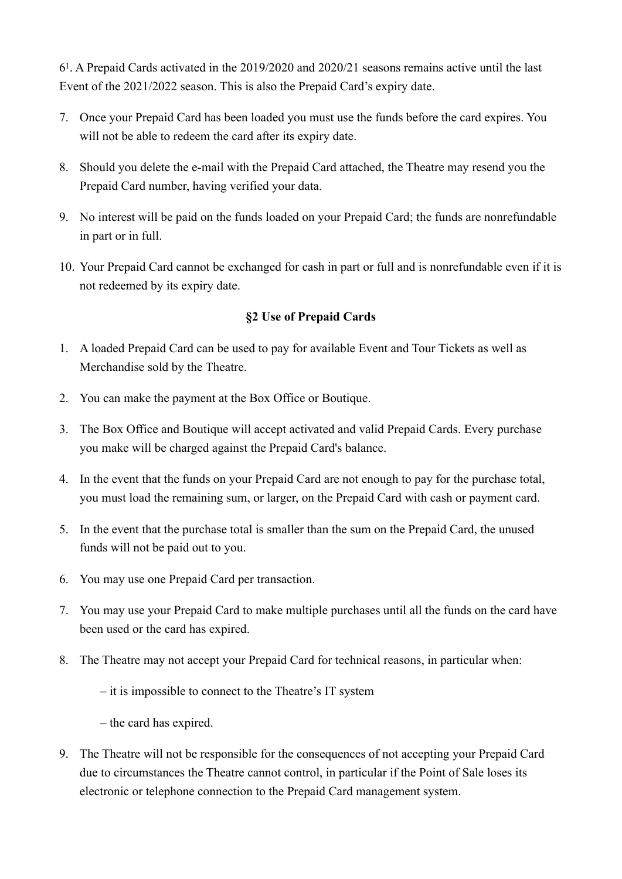6[1]. A Prepaid Cards activated in the 2019/2020 and 2020/21 seasons remains active until the last Event of the 2021/2022 season. This is also the Prepaid Card's expiry date.

7. Once your Prepaid Card has been loaded you must use the funds before the card expires. You will not be able to redeem the card after its expiry date.
8. Should you delete the e-mail with the Prepaid Card attached, the Theatre may resend you the Prepaid Card number, having verified your data.
9. No interest will be paid on the funds loaded on your Prepaid Card; the funds are nonrefundable in part or in full.
10. Your Prepaid Card cannot be exchanged for cash in part or full and is nonrefundable even if it is not redeemed by its expiry date.

**§2 Use of Prepaid Cards**

1. A loaded Prepaid Card can be used to pay for available Event and Tour Tickets as well as Merchandise sold by the Theatre.
2. You can make the payment at the Box Office or Boutique.
3. The Box Office and Boutique will accept activated and valid Prepaid Cards. Every purchase you make will be charged against the Prepaid Card's balance.
4. In the event that the funds on your Prepaid Card are not enough to pay for the purchase total, you must load the remaining sum, or larger, on the Prepaid Card with cash or payment card.
5. In the event that the purchase total is smaller than the sum on the Prepaid Card, the unused funds will not be paid out to you.
6. You may use one Prepaid Card per transaction.
7. You may use your Prepaid Card to make multiple purchases until all the funds on the card have been used or the card has expired.
8. The Theatre may not accept your Prepaid Card for technical reasons, in particular when:

   – it is impossible to connect to the Theatre's IT system

   – the card has expired.
9. The Theatre will not be responsible for the consequences of not accepting your Prepaid Card due to circumstances the Theatre cannot control, in particular if the Point of Sale loses its electronic or telephone connection to the Prepaid Card management system.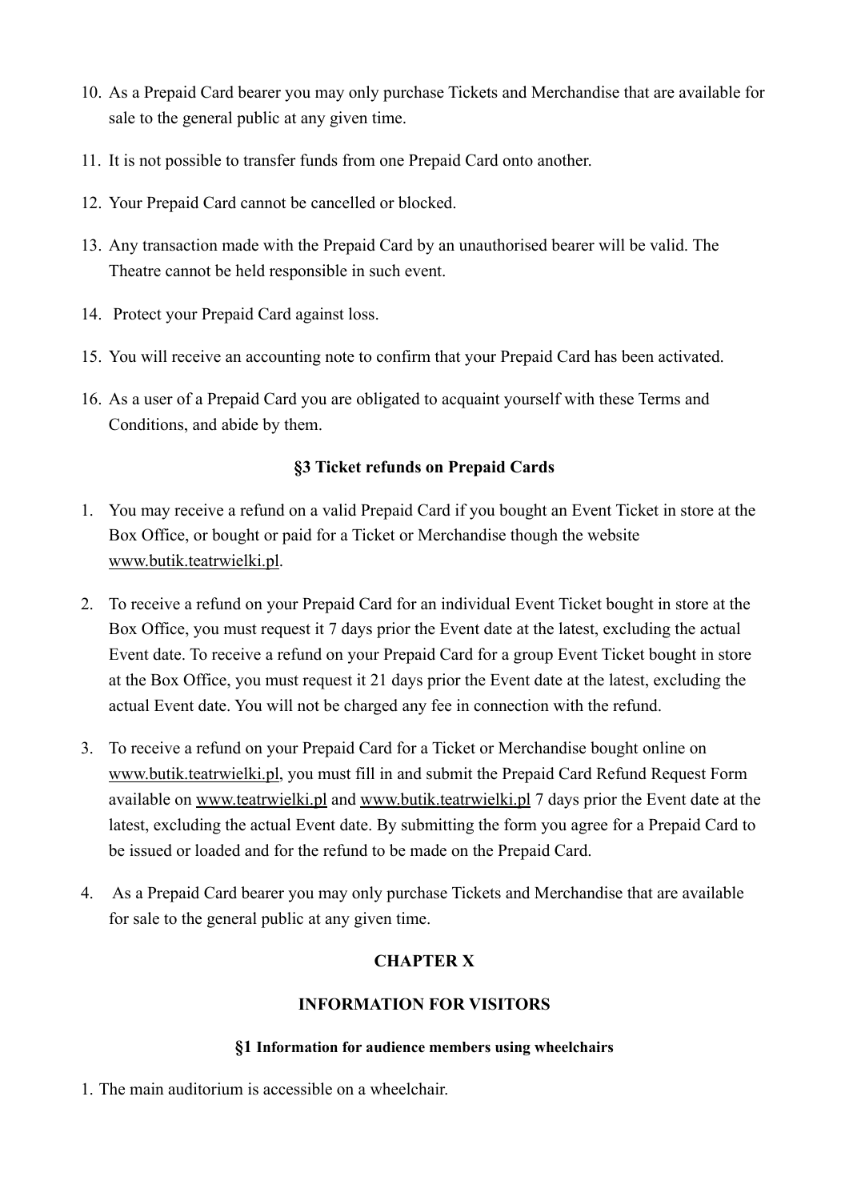10. As a Prepaid Card bearer you may only purchase Tickets and Merchandise that are available for sale to the general public at any given time.
11. It is not possible to transfer funds from one Prepaid Card onto another.
12. Your Prepaid Card cannot be cancelled or blocked.
13. Any transaction made with the Prepaid Card by an unauthorised bearer will be valid. The Theatre cannot be held responsible in such event.
14. Protect your Prepaid Card against loss.
15. You will receive an accounting note to confirm that your Prepaid Card has been activated.
16. As a user of a Prepaid Card you are obligated to acquaint yourself with these Terms and Conditions, and abide by them.

### §3 Ticket refunds on Prepaid Cards

1. You may receive a refund on a valid Prepaid Card if you bought an Event Ticket in store at the Box Office, or bought or paid for a Ticket or Merchandise though the website www.butik.teatrwielki.pl.
2. To receive a refund on your Prepaid Card for an individual Event Ticket bought in store at the Box Office, you must request it 7 days prior the Event date at the latest, excluding the actual Event date. To receive a refund on your Prepaid Card for a group Event Ticket bought in store at the Box Office, you must request it 21 days prior the Event date at the latest, excluding the actual Event date. You will not be charged any fee in connection with the refund.
3. To receive a refund on your Prepaid Card for a Ticket or Merchandise bought online on www.butik.teatrwielki.pl, you must fill in and submit the Prepaid Card Refund Request Form available on www.teatrwielki.pl and www.butik.teatrwielki.pl 7 days prior the Event date at the latest, excluding the actual Event date. By submitting the form you agree for a Prepaid Card to be issued or loaded and for the refund to be made on the Prepaid Card.
4. As a Prepaid Card bearer you may only purchase Tickets and Merchandise that are available for sale to the general public at any given time.

## CHAPTER X

## INFORMATION FOR VISITORS

### §1 Information for audience members using wheelchairs

1. The main auditorium is accessible on a wheelchair.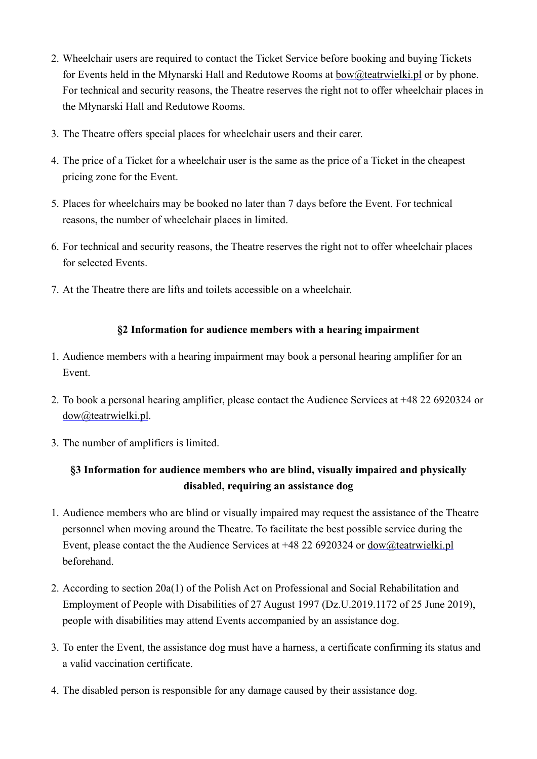2. Wheelchair users are required to contact the Ticket Service before booking and buying Tickets for Events held in the Młynarski Hall and Redutowe Rooms at bow@teatrwielki.pl or by phone. For technical and security reasons, the Theatre reserves the right not to offer wheelchair places in the Młynarski Hall and Redutowe Rooms.
3. The Theatre offers special places for wheelchair users and their carer.
4. The price of a Ticket for a wheelchair user is the same as the price of a Ticket in the cheapest pricing zone for the Event.
5. Places for wheelchairs may be booked no later than 7 days before the Event. For technical reasons, the number of wheelchair places in limited.
6. For technical and security reasons, the Theatre reserves the right not to offer wheelchair places for selected Events.
7. At the Theatre there are lifts and toilets accessible on a wheelchair.

### §2 Information for audience members with a hearing impairment

1. Audience members with a hearing impairment may book a personal hearing amplifier for an Event.
2. To book a personal hearing amplifier, please contact the Audience Services at +48 22 6920324 or dow@teatrwielki.pl.
3. The number of amplifiers is limited.

### §3 Information for audience members who are blind, visually impaired and physically disabled, requiring an assistance dog

1. Audience members who are blind or visually impaired may request the assistance of the Theatre personnel when moving around the Theatre. To facilitate the best possible service during the Event, please contact the the Audience Services at +48 22 6920324 or dow@teatrwielki.pl beforehand.
2. According to section 20a(1) of the Polish Act on Professional and Social Rehabilitation and Employment of People with Disabilities of 27 August 1997 (Dz.U.2019.1172 of 25 June 2019), people with disabilities may attend Events accompanied by an assistance dog.
3. To enter the Event, the assistance dog must have a harness, a certificate confirming its status and a valid vaccination certificate.
4. The disabled person is responsible for any damage caused by their assistance dog.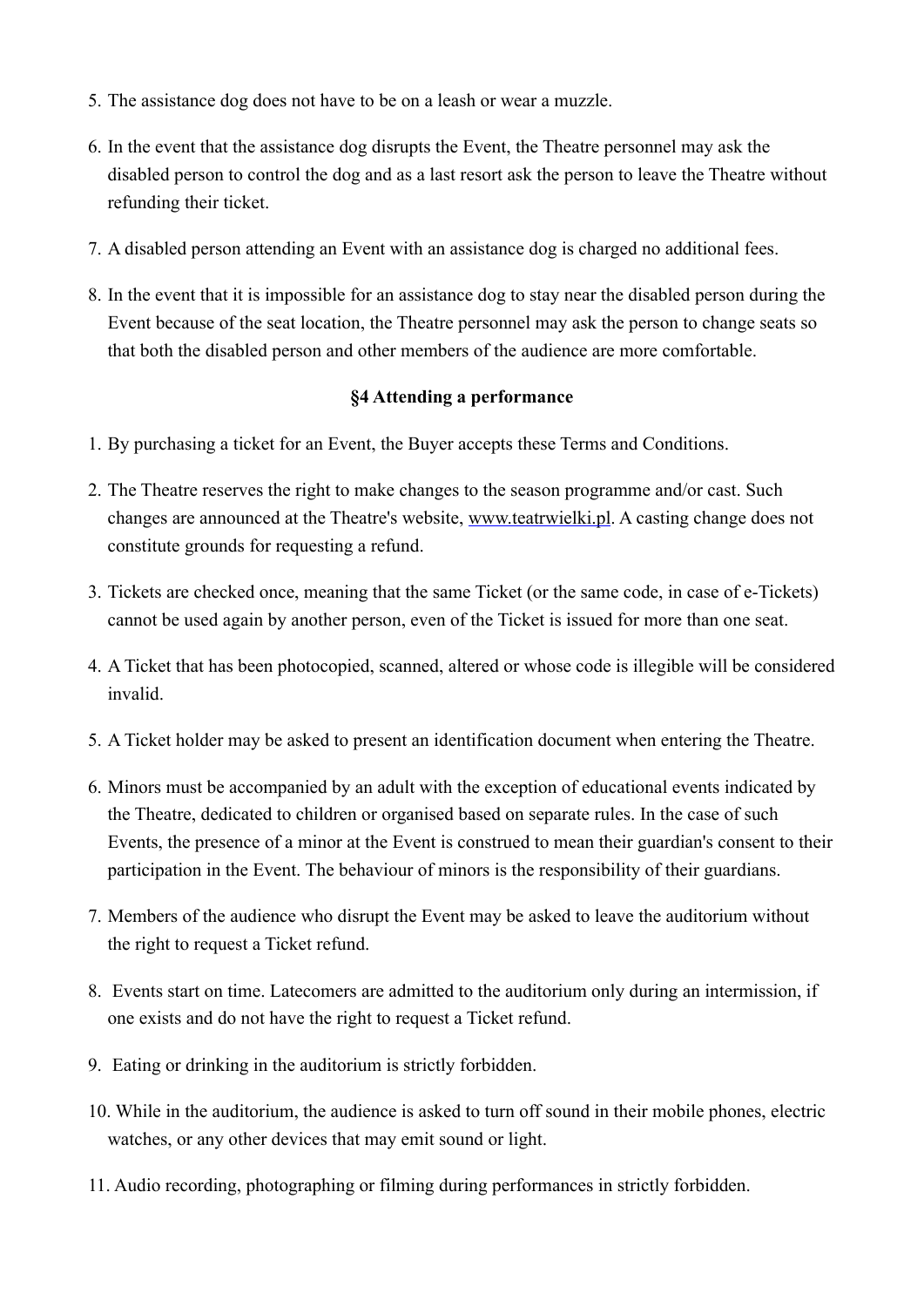5. The assistance dog does not have to be on a leash or wear a muzzle.
6. In the event that the assistance dog disrupts the Event, the Theatre personnel may ask the disabled person to control the dog and as a last resort ask the person to leave the Theatre without refunding their ticket.
7. A disabled person attending an Event with an assistance dog is charged no additional fees.
8. In the event that it is impossible for an assistance dog to stay near the disabled person during the Event because of the seat location, the Theatre personnel may ask the person to change seats so that both the disabled person and other members of the audience are more comfortable.

**§4 Attending a performance**

1. By purchasing a ticket for an Event, the Buyer accepts these Terms and Conditions.
2. The Theatre reserves the right to make changes to the season programme and/or cast. Such changes are announced at the Theatre's website, www.teatrwielki.pl. A casting change does not constitute grounds for requesting a refund.
3. Tickets are checked once, meaning that the same Ticket (or the same code, in case of e-Tickets) cannot be used again by another person, even of the Ticket is issued for more than one seat.
4. A Ticket that has been photocopied, scanned, altered or whose code is illegible will be considered invalid.
5. A Ticket holder may be asked to present an identification document when entering the Theatre.
6. Minors must be accompanied by an adult with the exception of educational events indicated by the Theatre, dedicated to children or organised based on separate rules. In the case of such Events, the presence of a minor at the Event is construed to mean their guardian's consent to their participation in the Event. The behaviour of minors is the responsibility of their guardians.
7. Members of the audience who disrupt the Event may be asked to leave the auditorium without the right to request a Ticket refund.
8. Events start on time. Latecomers are admitted to the auditorium only during an intermission, if one exists and do not have the right to request a Ticket refund.
9. Eating or drinking in the auditorium is strictly forbidden.
10. While in the auditorium, the audience is asked to turn off sound in their mobile phones, electric watches, or any other devices that may emit sound or light.
11. Audio recording, photographing or filming during performances in strictly forbidden.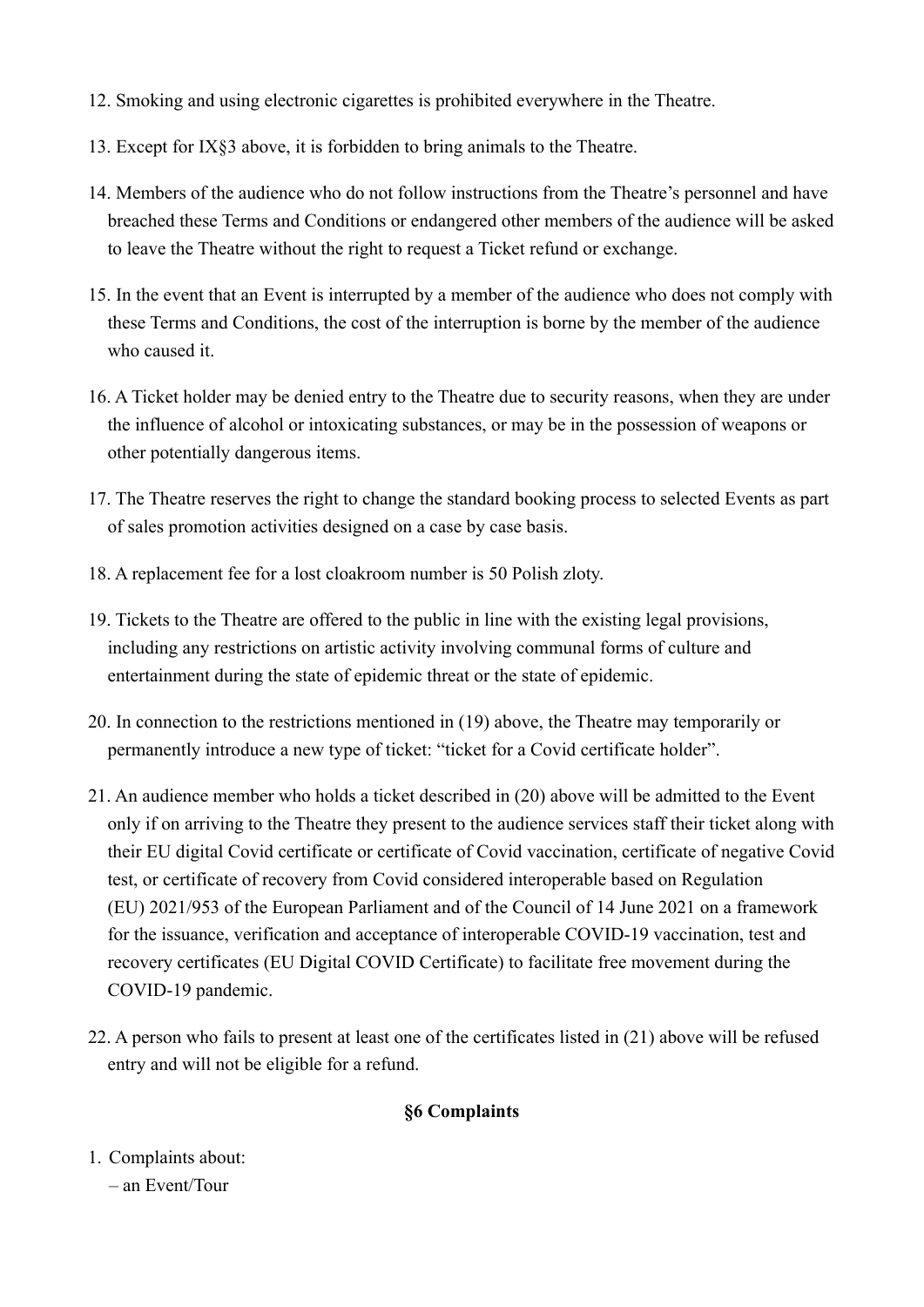12. Smoking and using electronic cigarettes is prohibited everywhere in the Theatre.

13. Except for IX§3 above, it is forbidden to bring animals to the Theatre.

14. Members of the audience who do not follow instructions from the Theatre's personnel and have breached these Terms and Conditions or endangered other members of the audience will be asked to leave the Theatre without the right to request a Ticket refund or exchange.

15. In the event that an Event is interrupted by a member of the audience who does not comply with these Terms and Conditions, the cost of the interruption is borne by the member of the audience who caused it.

16. A Ticket holder may be denied entry to the Theatre due to security reasons, when they are under the influence of alcohol or intoxicating substances, or may be in the possession of weapons or other potentially dangerous items.

17. The Theatre reserves the right to change the standard booking process to selected Events as part of sales promotion activities designed on a case by case basis.

18. A replacement fee for a lost cloakroom number is 50 Polish zloty.

19. Tickets to the Theatre are offered to the public in line with the existing legal provisions, including any restrictions on artistic activity involving communal forms of culture and entertainment during the state of epidemic threat or the state of epidemic.

20. In connection to the restrictions mentioned in (19) above, the Theatre may temporarily or permanently introduce a new type of ticket: "ticket for a Covid certificate holder".

21. An audience member who holds a ticket described in (20) above will be admitted to the Event only if on arriving to the Theatre they present to the audience services staff their ticket along with their EU digital Covid certificate or certificate of Covid vaccination, certificate of negative Covid test, or certificate of recovery from Covid considered interoperable based on Regulation (EU) 2021/953 of the European Parliament and of the Council of 14 June 2021 on a framework for the issuance, verification and acceptance of interoperable COVID-19 vaccination, test and recovery certificates (EU Digital COVID Certificate) to facilitate free movement during the COVID-19 pandemic.

22. A person who fails to present at least one of the certificates listed in (21) above will be refused entry and will not be eligible for a refund.

## §6 Complaints

1. Complaints about:
   – an Event/Tour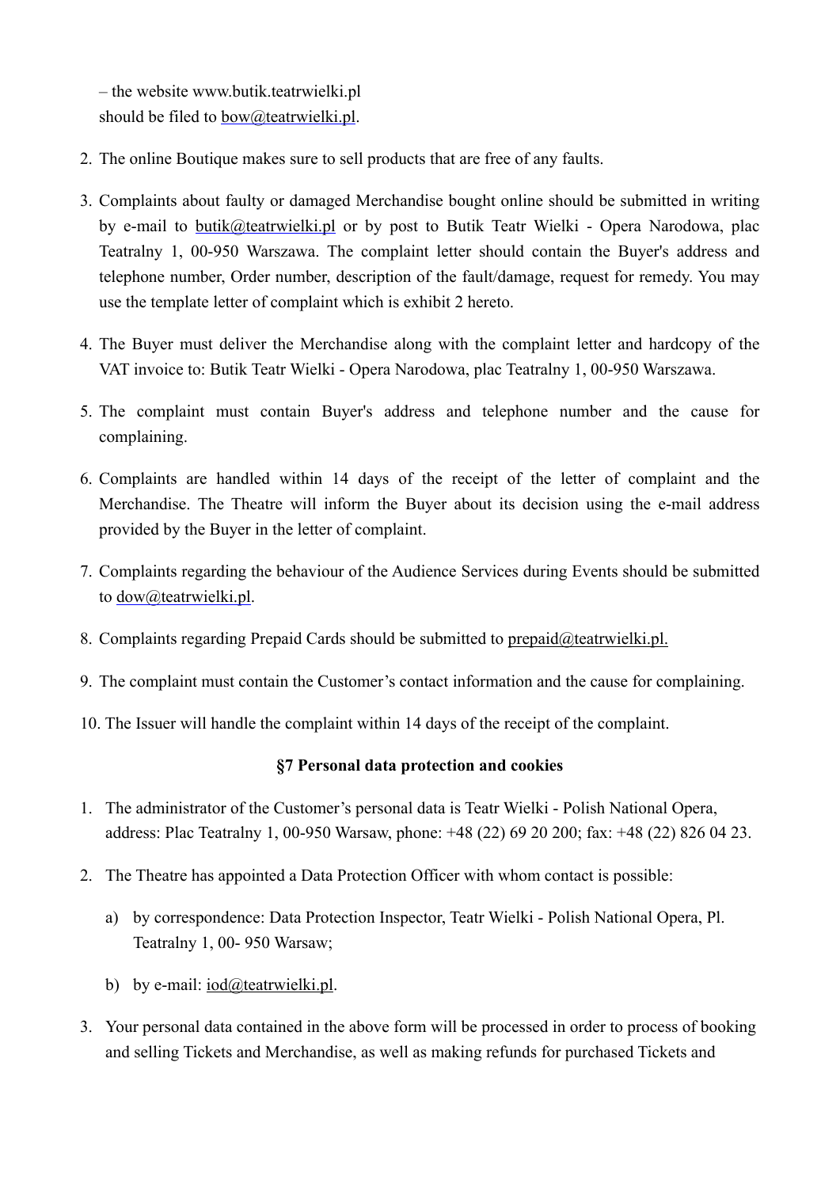– the website www.butik.teatrwielki.pl
should be filed to bow@teatrwielki.pl.

2. The online Boutique makes sure to sell products that are free of any faults.

3. Complaints about faulty or damaged Merchandise bought online should be submitted in writing by e-mail to butik@teatrwielki.pl or by post to Butik Teatr Wielki - Opera Narodowa, plac Teatralny 1, 00-950 Warszawa. The complaint letter should contain the Buyer's address and telephone number, Order number, description of the fault/damage, request for remedy. You may use the template letter of complaint which is exhibit 2 hereto.

4. The Buyer must deliver the Merchandise along with the complaint letter and hardcopy of the VAT invoice to: Butik Teatr Wielki - Opera Narodowa, plac Teatralny 1, 00-950 Warszawa.

5. The complaint must contain Buyer's address and telephone number and the cause for complaining.

6. Complaints are handled within 14 days of the receipt of the letter of complaint and the Merchandise. The Theatre will inform the Buyer about its decision using the e-mail address provided by the Buyer in the letter of complaint.

7. Complaints regarding the behaviour of the Audience Services during Events should be submitted to dow@teatrwielki.pl.

8. Complaints regarding Prepaid Cards should be submitted to prepaid@teatrwielki.pl.

9. The complaint must contain the Customer's contact information and the cause for complaining.

10. The Issuer will handle the complaint within 14 days of the receipt of the complaint.

**§7 Personal data protection and cookies**

1. The administrator of the Customer's personal data is Teatr Wielki - Polish National Opera, address: Plac Teatralny 1, 00-950 Warsaw, phone: +48 (22) 69 20 200; fax: +48 (22) 826 04 23.

2. The Theatre has appointed a Data Protection Officer with whom contact is possible:

   a) by correspondence: Data Protection Inspector, Teatr Wielki - Polish National Opera, Pl. Teatralny 1, 00- 950 Warsaw;

   b) by e-mail: iod@teatrwielki.pl.

3. Your personal data contained in the above form will be processed in order to process of booking and selling Tickets and Merchandise, as well as making refunds for purchased Tickets and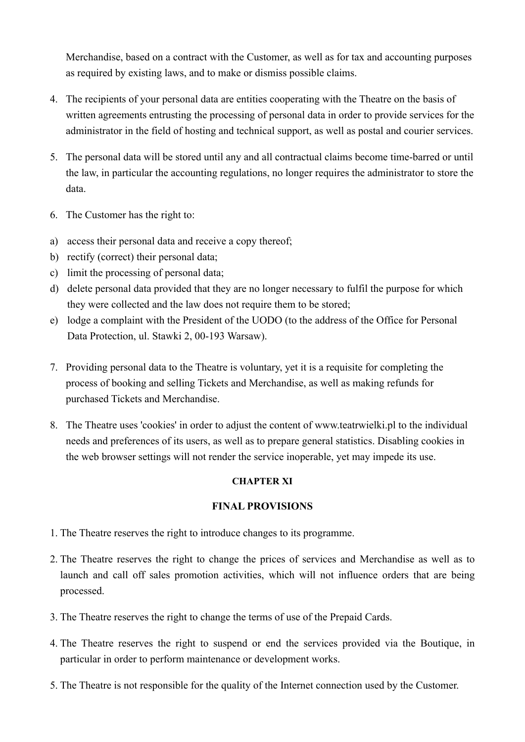Merchandise, based on a contract with the Customer, as well as for tax and accounting purposes as required by existing laws, and to make or dismiss possible claims.

4. The recipients of your personal data are entities cooperating with the Theatre on the basis of written agreements entrusting the processing of personal data in order to provide services for the administrator in the field of hosting and technical support, as well as postal and courier services.

5. The personal data will be stored until any and all contractual claims become time-barred or until the law, in particular the accounting regulations, no longer requires the administrator to store the data.

6. The Customer has the right to:

a) access their personal data and receive a copy thereof;
b) rectify (correct) their personal data;
c) limit the processing of personal data;
d) delete personal data provided that they are no longer necessary to fulfil the purpose for which they were collected and the law does not require them to be stored;
e) lodge a complaint with the President of the UODO (to the address of the Office for Personal Data Protection, ul. Stawki 2, 00-193 Warsaw).

7. Providing personal data to the Theatre is voluntary, yet it is a requisite for completing the process of booking and selling Tickets and Merchandise, as well as making refunds for purchased Tickets and Merchandise.

8. The Theatre uses 'cookies' in order to adjust the content of www.teatrwielki.pl to the individual needs and preferences of its users, as well as to prepare general statistics. Disabling cookies in the web browser settings will not render the service inoperable, yet may impede its use.

## CHAPTER XI

## FINAL PROVISIONS

1. The Theatre reserves the right to introduce changes to its programme.

2. The Theatre reserves the right to change the prices of services and Merchandise as well as to launch and call off sales promotion activities, which will not influence orders that are being processed.

3. The Theatre reserves the right to change the terms of use of the Prepaid Cards.

4. The Theatre reserves the right to suspend or end the services provided via the Boutique, in particular in order to perform maintenance or development works.

5. The Theatre is not responsible for the quality of the Internet connection used by the Customer.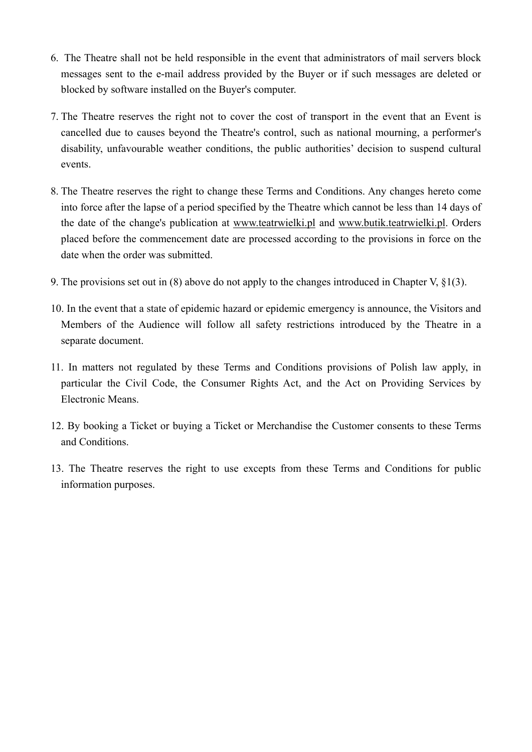6. The Theatre shall not be held responsible in the event that administrators of mail servers block messages sent to the e-mail address provided by the Buyer or if such messages are deleted or blocked by software installed on the Buyer's computer.

7. The Theatre reserves the right not to cover the cost of transport in the event that an Event is cancelled due to causes beyond the Theatre's control, such as national mourning, a performer's disability, unfavourable weather conditions, the public authorities' decision to suspend cultural events.

8. The Theatre reserves the right to change these Terms and Conditions. Any changes hereto come into force after the lapse of a period specified by the Theatre which cannot be less than 14 days of the date of the change's publication at www.teatrwielki.pl and www.butik.teatrwielki.pl. Orders placed before the commencement date are processed according to the provisions in force on the date when the order was submitted.

9. The provisions set out in (8) above do not apply to the changes introduced in Chapter V, §1(3).

10. In the event that a state of epidemic hazard or epidemic emergency is announce, the Visitors and Members of the Audience will follow all safety restrictions introduced by the Theatre in a separate document.

11. In matters not regulated by these Terms and Conditions provisions of Polish law apply, in particular the Civil Code, the Consumer Rights Act, and the Act on Providing Services by Electronic Means.

12. By booking a Ticket or buying a Ticket or Merchandise the Customer consents to these Terms and Conditions.

13. The Theatre reserves the right to use excepts from these Terms and Conditions for public information purposes.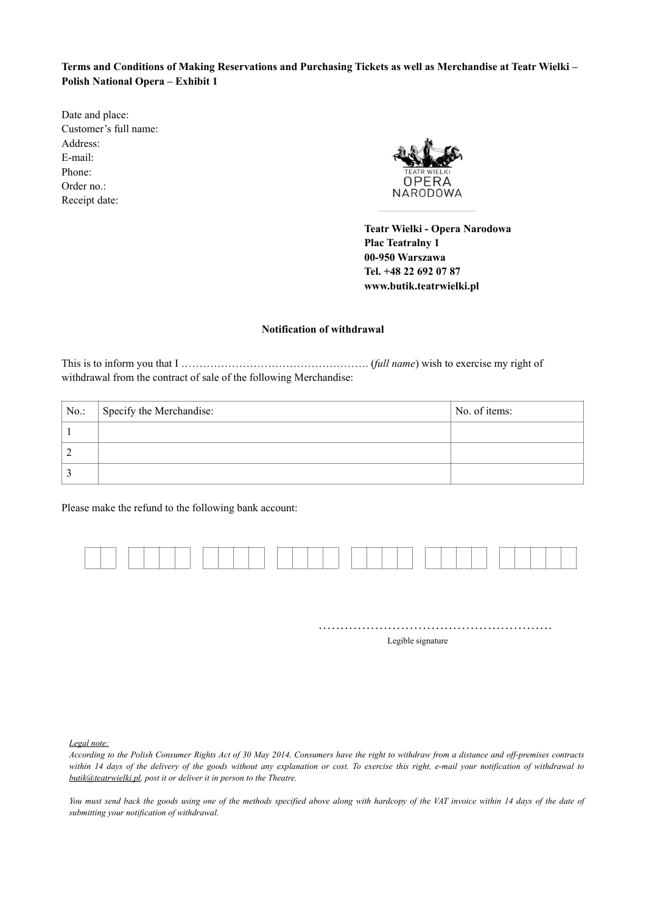**Terms and Conditions of Making Reservations and Purchasing Tickets as well as Merchandise at Teatr Wielki – Polish National Opera – Exhibit 1**

Date and place:
Customer's full name:
Address:
E-mail:
Phone:
Order no.:
Receipt date:

TEATR WIELKI
OPERA
NARODOWA

**Teatr Wielki - Opera Narodowa**
**Plac Teatralny 1**
**00-950 Warszawa**
**Tel. +48 22 692 07 87**
**www.butik.teatrwielki.pl**

**Notification of withdrawal**

This is to inform you that I ……………………………………………. (*full name*) wish to exercise my right of withdrawal from the contract of sale of the following Merchandise:

| No.: | Specify the Merchandise: | No. of items: |
|---|---|---|
| 1 | | |
| 2 | | |
| 3 | | |

Please make the refund to the following bank account:

| | | | | | | | | | | | | | | | | | | | | | | | | | |
|---|---|---|---|---|---|---|---|---|---|---|---|---|---|---|---|---|---|---|---|---|---|---|---|---|---|

………………………………………………
Legible signature

*Legal note:*

*According to the Polish Consumer Rights Act of 30 May 2014, Consumers have the right to withdraw from a distance and off-premises contracts within 14 days of the delivery of the goods without any explanation or cost. To exercise this right, e-mail your notification of withdrawal to butik@teatrwielki.pl, post it or deliver it in person to the Theatre.*

*You must send back the goods using one of the methods specified above along with hardcopy of the VAT invoice within 14 days of the date of submitting your notification of withdrawal.*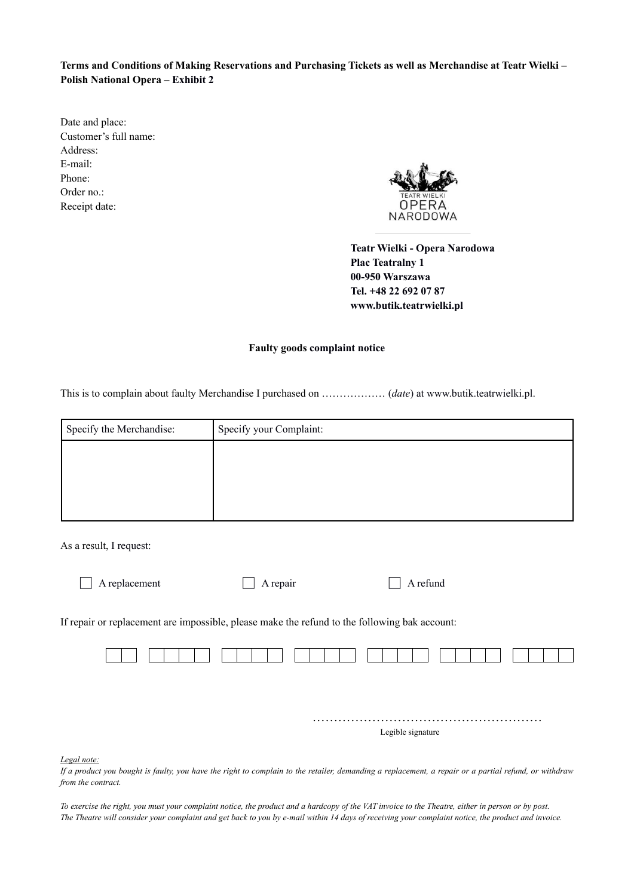**Terms and Conditions of Making Reservations and Purchasing Tickets as well as Merchandise at Teatr Wielki – Polish National Opera – Exhibit 2**

Date and place:
Customer's full name:
Address:
E-mail:
Phone:
Order no.:
Receipt date:

TEATR WIELKI
OPERA
NARODOWA

**Teatr Wielki - Opera Narodowa**
**Plac Teatralny 1**
**00-950 Warszawa**
**Tel. +48 22 692 07 87**
**www.butik.teatrwielki.pl**

**Faulty goods complaint notice**

This is to complain about faulty Merchandise I purchased on ……………… (*date*) at www.butik.teatrwielki.pl.

| Specify the Merchandise: | Specify your Complaint: |
| --- | --- |
| | |

As a result, I request:

☐ A replacement ☐ A repair ☐ A refund

If repair or replacement are impossible, please make the refund to the following bak account:

☐☐ ☐☐☐☐ ☐☐☐☐ ☐☐☐☐ ☐☐☐☐ ☐☐☐☐ ☐☐☐☐

………………………………………………
Legible signature

*Legal note:*
*If a product you bought is faulty, you have the right to complain to the retailer, demanding a replacement, a repair or a partial refund, or withdraw from the contract.*

*To exercise the right, you must your complaint notice, the product and a hardcopy of the VAT invoice to the Theatre, either in person or by post. The Theatre will consider your complaint and get back to you by e-mail within 14 days of receiving your complaint notice, the product and invoice.*